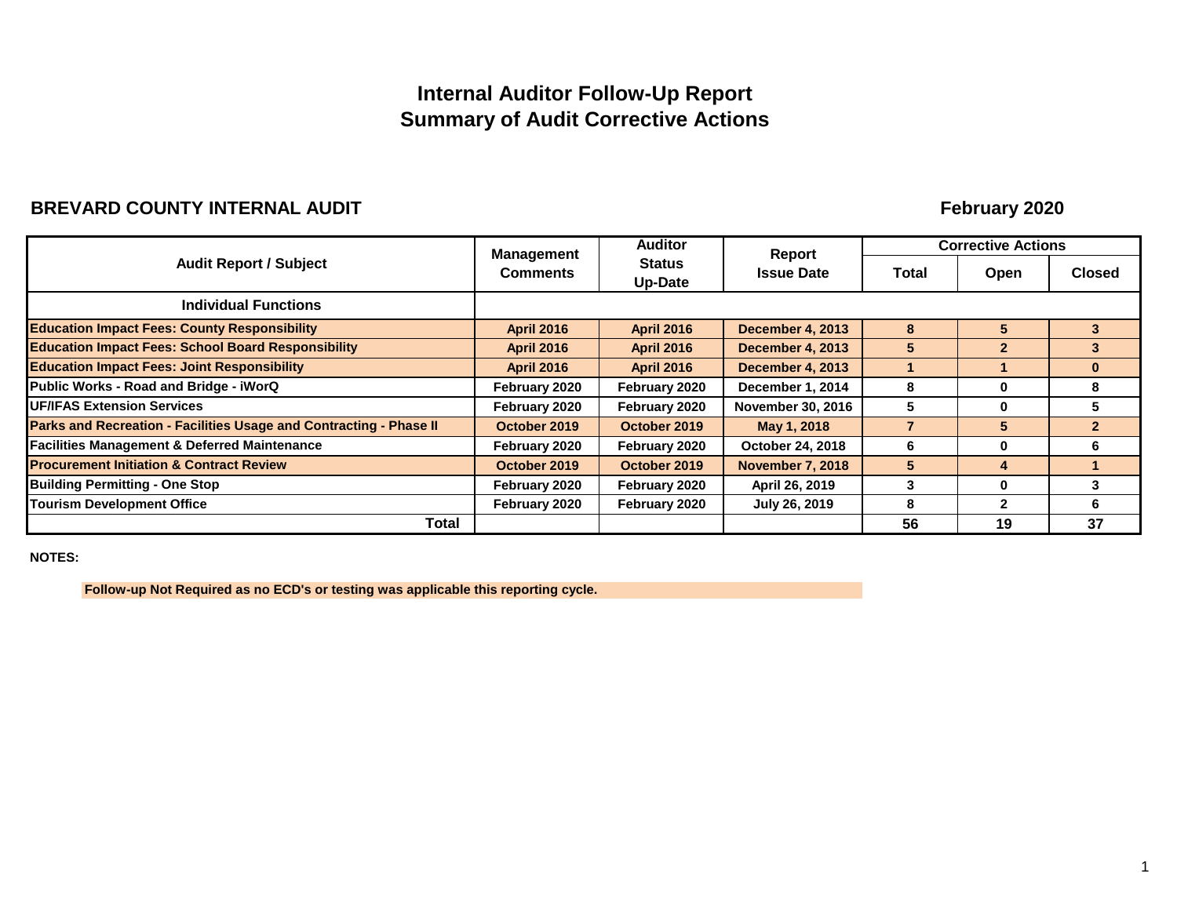# Internal Auditor Follow-Up Report
# Summary of Audit Corrective Actions

**BREVARD COUNTY INTERNAL AUDIT** **February 2020**

| Audit Report / Subject | Management Comments | Auditor Status Up-Date | Report Issue Date | Corrective Actions | | |
|---|---|---|---|---|---|---|
| | | | | Total | Open | Closed |
| **Individual Functions** | | | | | | |
| Education Impact Fees: County Responsibility | April 2016 | April 2016 | December 4, 2013 | 8 | 5 | 3 |
| Education Impact Fees: School Board Responsibility | April 2016 | April 2016 | December 4, 2013 | 5 | 2 | 3 |
| Education Impact Fees: Joint Responsibility | April 2016 | April 2016 | December 4, 2013 | 1 | 1 | 0 |
| Public Works - Road and Bridge - iWorQ | February 2020 | February 2020 | December 1, 2014 | 8 | 0 | 8 |
| UF/IFAS Extension Services | February 2020 | February 2020 | November 30, 2016 | 5 | 0 | 5 |
| Parks and Recreation - Facilities Usage and Contracting - Phase II | October 2019 | October 2019 | May 1, 2018 | 7 | 5 | 2 |
| Facilities Management & Deferred Maintenance | February 2020 | February 2020 | October 24, 2018 | 6 | 0 | 6 |
| Procurement Initiation & Contract Review | October 2019 | October 2019 | November 7, 2018 | 5 | 4 | 1 |
| Building Permitting - One Stop | February 2020 | February 2020 | April 26, 2019 | 3 | 0 | 3 |
| Tourism Development Office | February 2020 | February 2020 | July 26, 2019 | 8 | 2 | 6 |
| **Total** | | | | **56** | **19** | **37** |

**NOTES:**

**Follow-up Not Required as no ECD's or testing was applicable this reporting cycle.**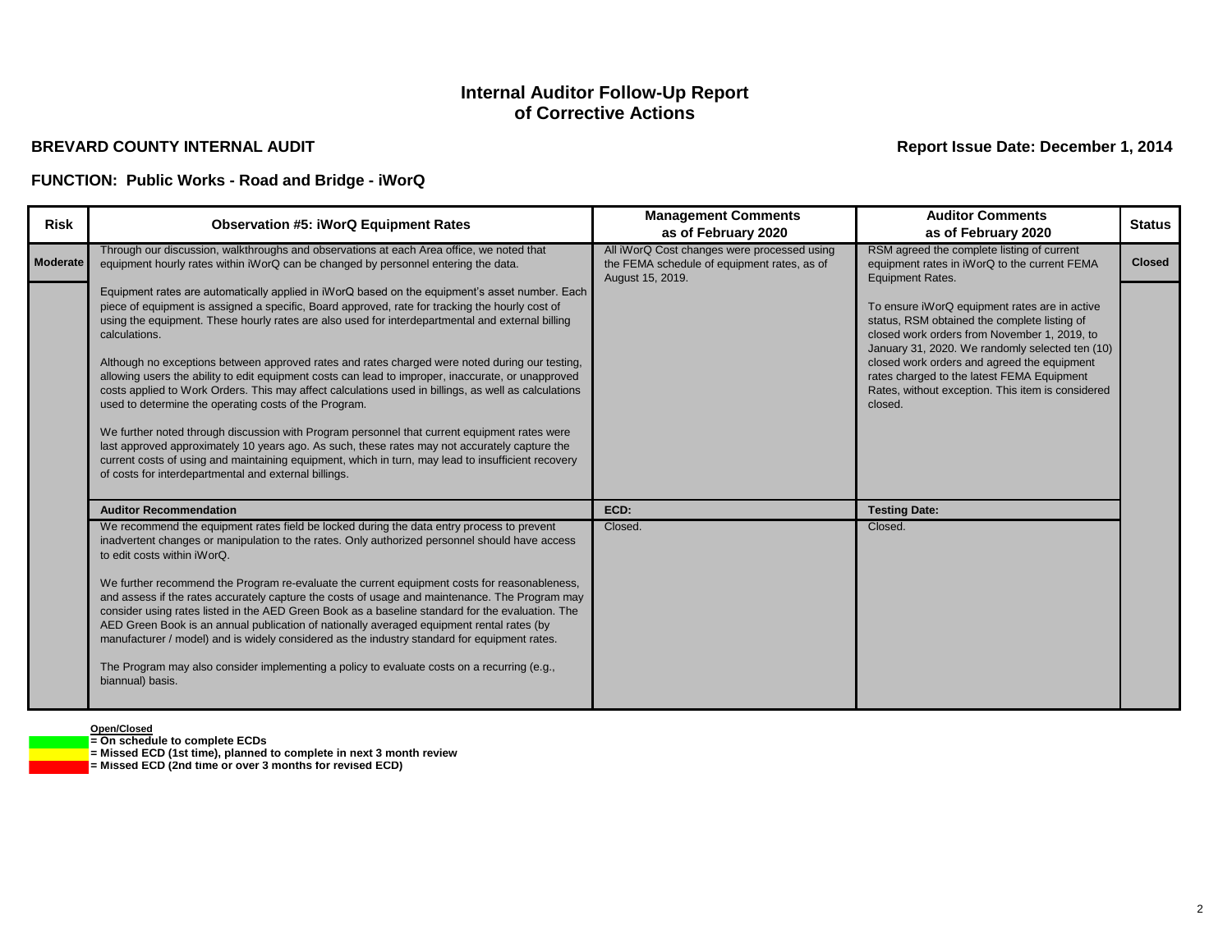# Internal Auditor Follow-Up Report of Corrective Actions

**BREVARD COUNTY INTERNAL AUDIT**

**Report Issue Date: December 1, 2014**

**FUNCTION: Public Works - Road and Bridge - iWorQ**

| Risk | Observation #5: iWorQ Equipment Rates | Management Comments as of February 2020 | Auditor Comments as of February 2020 | Status |
|---|---|---|---|---|
| Moderate | Through our discussion, walkthroughs and observations at each Area office, we noted that equipment hourly rates within iWorQ can be changed by personnel entering the data.<br><br>Equipment rates are automatically applied in iWorQ based on the equipment's asset number. Each piece of equipment is assigned a specific, Board approved, rate for tracking the hourly cost of using the equipment. These hourly rates are also used for interdepartmental and external billing calculations.<br><br>Although no exceptions between approved rates and rates charged were noted during our testing, allowing users the ability to edit equipment costs can lead to improper, inaccurate, or unapproved costs applied to Work Orders. This may affect calculations used in billings, as well as calculations used to determine the operating costs of the Program.<br><br>We further noted through discussion with Program personnel that current equipment rates were last approved approximately 10 years ago. As such, these rates may not accurately capture the current costs of using and maintaining equipment, which in turn, may lead to insufficient recovery of costs for interdepartmental and external billings. | All iWorQ Cost changes were processed using the FEMA schedule of equipment rates, as of August 15, 2019. | RSM agreed the complete listing of current equipment rates in iWorQ to the current FEMA Equipment Rates.<br><br>To ensure iWorQ equipment rates are in active status, RSM obtained the complete listing of closed work orders from November 1, 2019, to January 31, 2020. We randomly selected ten (10) closed work orders and agreed the equipment rates charged to the latest FEMA Equipment Rates, without exception. This item is considered closed. | Closed |
| | **Auditor Recommendation** | **ECD:** | **Testing Date:** | |
| | We recommend the equipment rates field be locked during the data entry process to prevent inadvertent changes or manipulation to the rates. Only authorized personnel should have access to edit costs within iWorQ.<br><br>We further recommend the Program re-evaluate the current equipment costs for reasonableness, and assess if the rates accurately capture the costs of usage and maintenance. The Program may consider using rates listed in the AED Green Book as a baseline standard for the evaluation. The AED Green Book is an annual publication of nationally averaged equipment rental rates (by manufacturer / model) and is widely considered as the industry standard for equipment rates.<br><br>The Program may also consider implementing a policy to evaluate costs on a recurring (e.g., biannual) basis. | Closed. | Closed. | |

**Open/Closed**

- = On schedule to complete ECDs
- = Missed ECD (1st time), planned to complete in next 3 month review
- = Missed ECD (2nd time or over 3 months for revised ECD)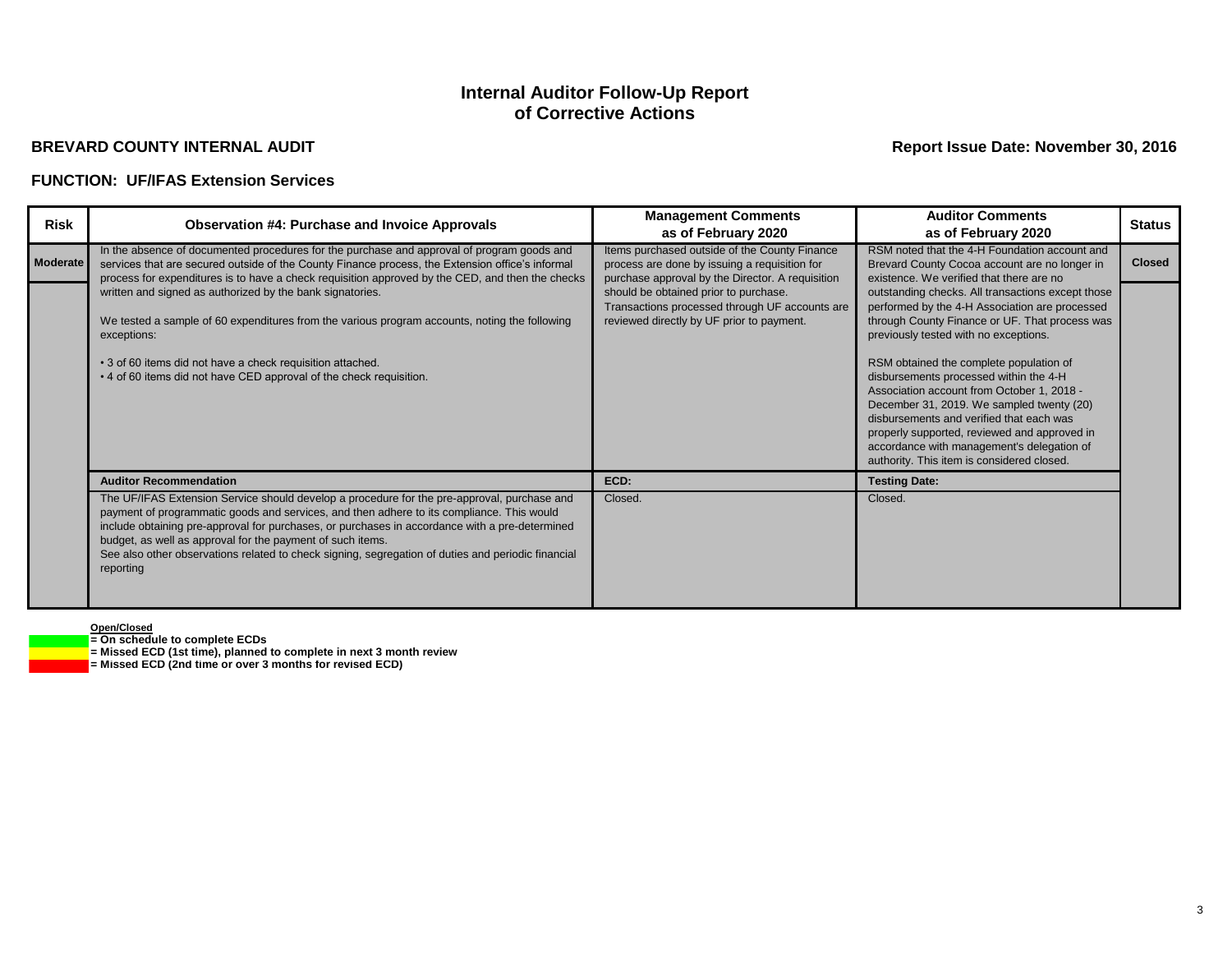# Internal Auditor Follow-Up Report of Corrective Actions

**BREVARD COUNTY INTERNAL AUDIT**

**Report Issue Date: November 30, 2016**

**FUNCTION: UF/IFAS Extension Services**

| Risk | Observation #4: Purchase and Invoice Approvals | Management Comments as of February 2020 | Auditor Comments as of February 2020 | Status |
|---|---|---|---|---|
| Moderate | In the absence of documented procedures for the purchase and approval of program goods and services that are secured outside of the County Finance process, the Extension office's informal process for expenditures is to have a check requisition approved by the CED, and then the checks written and signed as authorized by the bank signatories.<br><br>We tested a sample of 60 expenditures from the various program accounts, noting the following exceptions:<br><br>• 3 of 60 items did not have a check requisition attached.<br>• 4 of 60 items did not have CED approval of the check requisition. | Items purchased outside of the County Finance process are done by issuing a requisition for purchase approval by the Director. A requisition should be obtained prior to purchase. Transactions processed through UF accounts are reviewed directly by UF prior to payment. | RSM noted that the 4-H Foundation account and Brevard County Cocoa account are no longer in existence. We verified that there are no outstanding checks. All transactions except those performed by the 4-H Association are processed through County Finance or UF. That process was previously tested with no exceptions.<br><br>RSM obtained the complete population of disbursements processed within the 4-H Association account from October 1, 2018 - December 31, 2019. We sampled twenty (20) disbursements and verified that each was properly supported, reviewed and approved in accordance with management's delegation of authority. This item is considered closed. | Closed |
| | **Auditor Recommendation** | **ECD:** | **Testing Date:** | |
| | The UF/IFAS Extension Service should develop a procedure for the pre-approval, purchase and payment of programmatic goods and services, and then adhere to its compliance. This would include obtaining pre-approval for purchases, or purchases in accordance with a pre-determined budget, as well as approval for the payment of such items.<br>See also other observations related to check signing, segregation of duties and periodic financial reporting | Closed. | Closed. | |

**Open/Closed**

= On schedule to complete ECDs

= Missed ECD (1st time), planned to complete in next 3 month review

= Missed ECD (2nd time or over 3 months for revised ECD)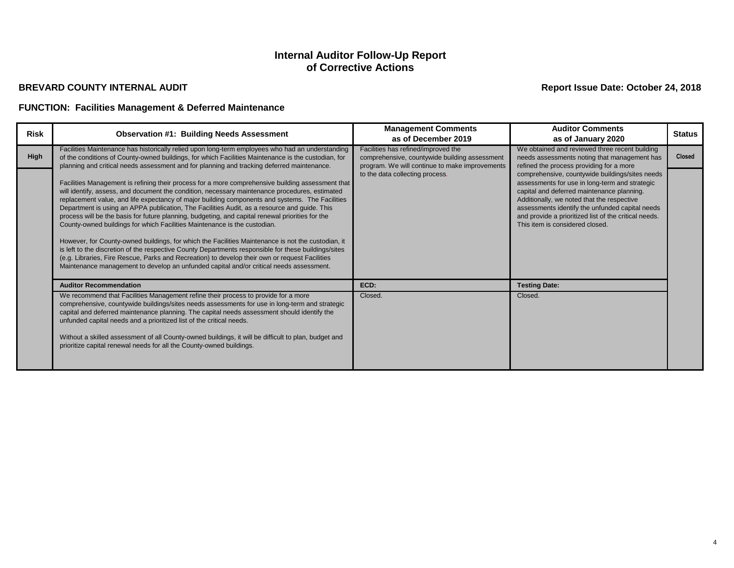## Internal Auditor Follow-Up Report of Corrective Actions

**BREVARD COUNTY INTERNAL AUDIT**

**Report Issue Date: October 24, 2018**

**FUNCTION: Facilities Management & Deferred Maintenance**

| Risk | Observation #1: Building Needs Assessment | Management Comments as of December 2019 | Auditor Comments as of January 2020 | Status |
|---|---|---|---|---|
| High | Facilities Maintenance has historically relied upon long-term employees who had an understanding of the conditions of County-owned buildings, for which Facilities Maintenance is the custodian, for planning and critical needs assessment and for planning and tracking deferred maintenance.<br><br>Facilities Management is refining their process for a more comprehensive building assessment that will identify, assess, and document the condition, necessary maintenance procedures, estimated replacement value, and life expectancy of major building components and systems. The Facilities Department is using an APPA publication, The Facilities Audit, as a resource and guide. This process will be the basis for future planning, budgeting, and capital renewal priorities for the County-owned buildings for which Facilities Maintenance is the custodian.<br><br>However, for County-owned buildings, for which the Facilities Maintenance is not the custodian, it is left to the discretion of the respective County Departments responsible for these buildings/sites (e.g. Libraries, Fire Rescue, Parks and Recreation) to develop their own or request Facilities Maintenance management to develop an unfunded capital and/or critical needs assessment. | Facilities has refined/improved the comprehensive, countywide building assessment program. We will continue to make improvements to the data collecting process. | We obtained and reviewed three recent building needs assessments noting that management has refined the process providing for a more comprehensive, countywide buildings/sites needs assessments for use in long-term and strategic capital and deferred maintenance planning. Additionally, we noted that the respective assessments identify the unfunded capital needs and provide a prioritized list of the critical needs. This item is considered closed. | Closed |
| | **Auditor Recommendation** | **ECD:** | **Testing Date:** | |
| | We recommend that Facilities Management refine their process to provide for a more comprehensive, countywide buildings/sites needs assessments for use in long-term and strategic capital and deferred maintenance planning. The capital needs assessment should identify the unfunded capital needs and a prioritized list of the critical needs.<br><br>Without a skilled assessment of all County-owned buildings, it will be difficult to plan, budget and prioritize capital renewal needs for all the County-owned buildings. | Closed. | Closed. | |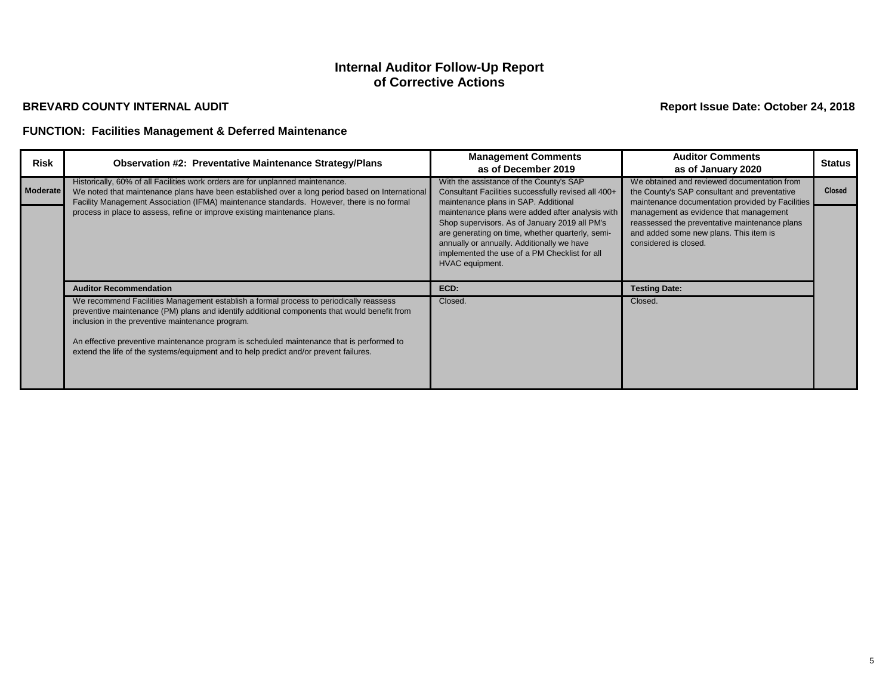# Internal Auditor Follow-Up Report of Corrective Actions

**BREVARD COUNTY INTERNAL AUDIT**

**Report Issue Date: October 24, 2018**

**FUNCTION: Facilities Management & Deferred Maintenance**

| Risk | Observation #2: Preventative Maintenance Strategy/Plans | Management Comments as of December 2019 | Auditor Comments as of January 2020 | Status |
|---|---|---|---|---|
| Moderate | Historically, 60% of all Facilities work orders are for unplanned maintenance. We noted that maintenance plans have been established over a long period based on International Facility Management Association (IFMA) maintenance standards. However, there is no formal process in place to assess, refine or improve existing maintenance plans. | With the assistance of the County's SAP Consultant Facilities successfully revised all 400+ maintenance plans in SAP. Additional maintenance plans were added after analysis with Shop supervisors. As of January 2019 all PM's are generating on time, whether quarterly, semi-annually or annually. Additionally we have implemented the use of a PM Checklist for all HVAC equipment. | We obtained and reviewed documentation from the County's SAP consultant and preventative maintenance documentation provided by Facilities management as evidence that management reassessed the preventative maintenance plans and added some new plans. This item is considered is closed. | Closed |
| | **Auditor Recommendation** | **ECD:** | **Testing Date:** | |
| | We recommend Facilities Management establish a formal process to periodically reassess preventive maintenance (PM) plans and identify additional components that would benefit from inclusion in the preventive maintenance program.<br><br>An effective preventive maintenance program is scheduled maintenance that is performed to extend the life of the systems/equipment and to help predict and/or prevent failures. | Closed. | Closed. | |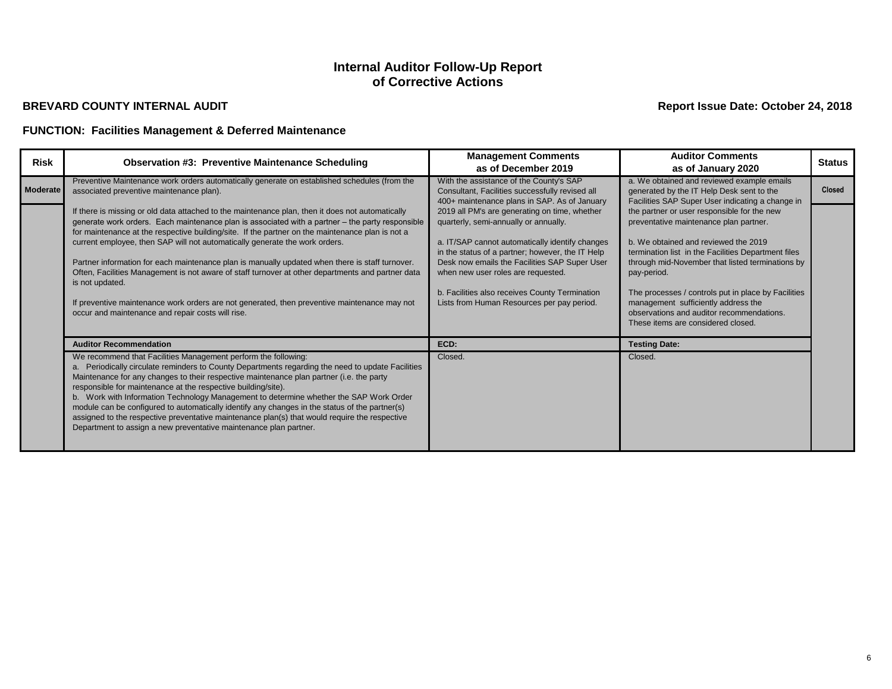# Internal Auditor Follow-Up Report of Corrective Actions

**BREVARD COUNTY INTERNAL AUDIT**

**Report Issue Date: October 24, 2018**

**FUNCTION: Facilities Management & Deferred Maintenance**

| Risk | Observation #3: Preventive Maintenance Scheduling | Management Comments as of December 2019 | Auditor Comments as of January 2020 | Status |
|---|---|---|---|---|
| Moderate | Preventive Maintenance work orders automatically generate on established schedules (from the associated preventive maintenance plan).<br><br>If there is missing or old data attached to the maintenance plan, then it does not automatically generate work orders. Each maintenance plan is associated with a partner – the party responsible for maintenance at the respective building/site. If the partner on the maintenance plan is not a current employee, then SAP will not automatically generate the work orders.<br><br>Partner information for each maintenance plan is manually updated when there is staff turnover. Often, Facilities Management is not aware of staff turnover at other departments and partner data is not updated.<br><br>If preventive maintenance work orders are not generated, then preventive maintenance may not occur and maintenance and repair costs will rise. | With the assistance of the County's SAP Consultant, Facilities successfully revised all 400+ maintenance plans in SAP. As of January 2019 all PM's are generating on time, whether quarterly, semi-annually or annually.<br><br>a. IT/SAP cannot automatically identify changes in the status of a partner; however, the IT Help Desk now emails the Facilities SAP Super User when new user roles are requested.<br><br>b. Facilities also receives County Termination Lists from Human Resources per pay period. | a. We obtained and reviewed example emails generated by the IT Help Desk sent to the Facilities SAP Super User indicating a change in the partner or user responsible for the new preventative maintenance plan partner.<br><br>b. We obtained and reviewed the 2019 termination list in the Facilities Department files through mid-November that listed terminations by pay-period.<br><br>The processes / controls put in place by Facilities management sufficiently address the observations and auditor recommendations. These items are considered closed. | Closed |
| | **Auditor Recommendation** | **ECD:** | **Testing Date:** | |
| | We recommend that Facilities Management perform the following:<br>a. Periodically circulate reminders to County Departments regarding the need to update Facilities Maintenance for any changes to their respective maintenance plan partner (i.e. the party responsible for maintenance at the respective building/site).<br>b. Work with Information Technology Management to determine whether the SAP Work Order module can be configured to automatically identify any changes in the status of the partner(s) assigned to the respective preventative maintenance plan(s) that would require the respective Department to assign a new preventative maintenance plan partner. | Closed. | Closed. | |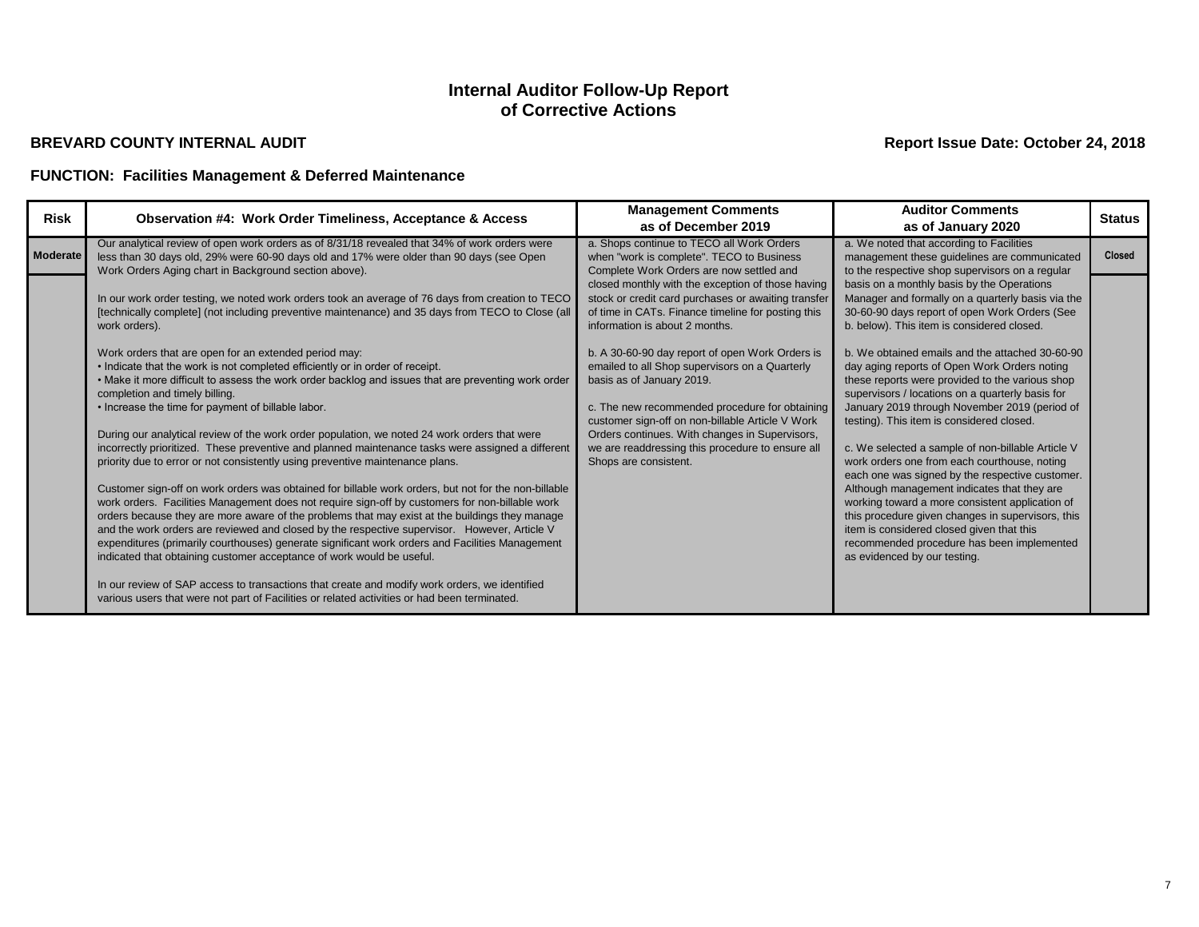# Internal Auditor Follow-Up Report of Corrective Actions

**BREVARD COUNTY INTERNAL AUDIT**

**Report Issue Date: October 24, 2018**

**FUNCTION: Facilities Management & Deferred Maintenance**

| Risk | Observation #4: Work Order Timeliness, Acceptance & Access | Management Comments as of December 2019 | Auditor Comments as of January 2020 | Status |
|---|---|---|---|---|
| Moderate | Our analytical review of open work orders as of 8/31/18 revealed that 34% of work orders were less than 30 days old, 29% were 60-90 days old and 17% were older than 90 days (see Open Work Orders Aging chart in Background section above).<br><br>In our work order testing, we noted work orders took an average of 76 days from creation to TECO [technically complete] (not including preventive maintenance) and 35 days from TECO to Close (all work orders).<br><br>Work orders that are open for an extended period may:<br>• Indicate that the work is not completed efficiently or in order of receipt.<br>• Make it more difficult to assess the work order backlog and issues that are preventing work order completion and timely billing.<br>• Increase the time for payment of billable labor.<br><br>During our analytical review of the work order population, we noted 24 work orders that were incorrectly prioritized. These preventive and planned maintenance tasks were assigned a different priority due to error or not consistently using preventive maintenance plans.<br><br>Customer sign-off on work orders was obtained for billable work orders, but not for the non-billable work orders. Facilities Management does not require sign-off by customers for non-billable work orders because they are more aware of the problems that may exist at the buildings they manage and the work orders are reviewed and closed by the respective supervisor. However, Article V expenditures (primarily courthouses) generate significant work orders and Facilities Management indicated that obtaining customer acceptance of work would be useful.<br><br>In our review of SAP access to transactions that create and modify work orders, we identified various users that were not part of Facilities or related activities or had been terminated. | a. Shops continue to TECO all Work Orders when "work is complete". TECO to Business Complete Work Orders are now settled and closed monthly with the exception of those having stock or credit card purchases or awaiting transfer of time in CATs. Finance timeline for posting this information is about 2 months.<br><br>b. A 30-60-90 day report of open Work Orders is emailed to all Shop supervisors on a Quarterly basis as of January 2019.<br><br>c. The new recommended procedure for obtaining customer sign-off on non-billable Article V Work Orders continues. With changes in Supervisors, we are readdressing this procedure to ensure all Shops are consistent. | a. We noted that according to Facilities management these guidelines are communicated to the respective shop supervisors on a regular basis on a monthly basis by the Operations Manager and formally on a quarterly basis via the 30-60-90 days report of open Work Orders (See b. below). This item is considered closed.<br><br>b. We obtained emails and the attached 30-60-90 day aging reports of Open Work Orders noting these reports were provided to the various shop supervisors / locations on a quarterly basis for January 2019 through November 2019 (period of testing). This item is considered closed.<br><br>c. We selected a sample of non-billable Article V work orders one from each courthouse, noting each one was signed by the respective customer. Although management indicates that they are working toward a more consistent application of this procedure given changes in supervisors, this item is considered closed given that this recommended procedure has been implemented as evidenced by our testing. | Closed |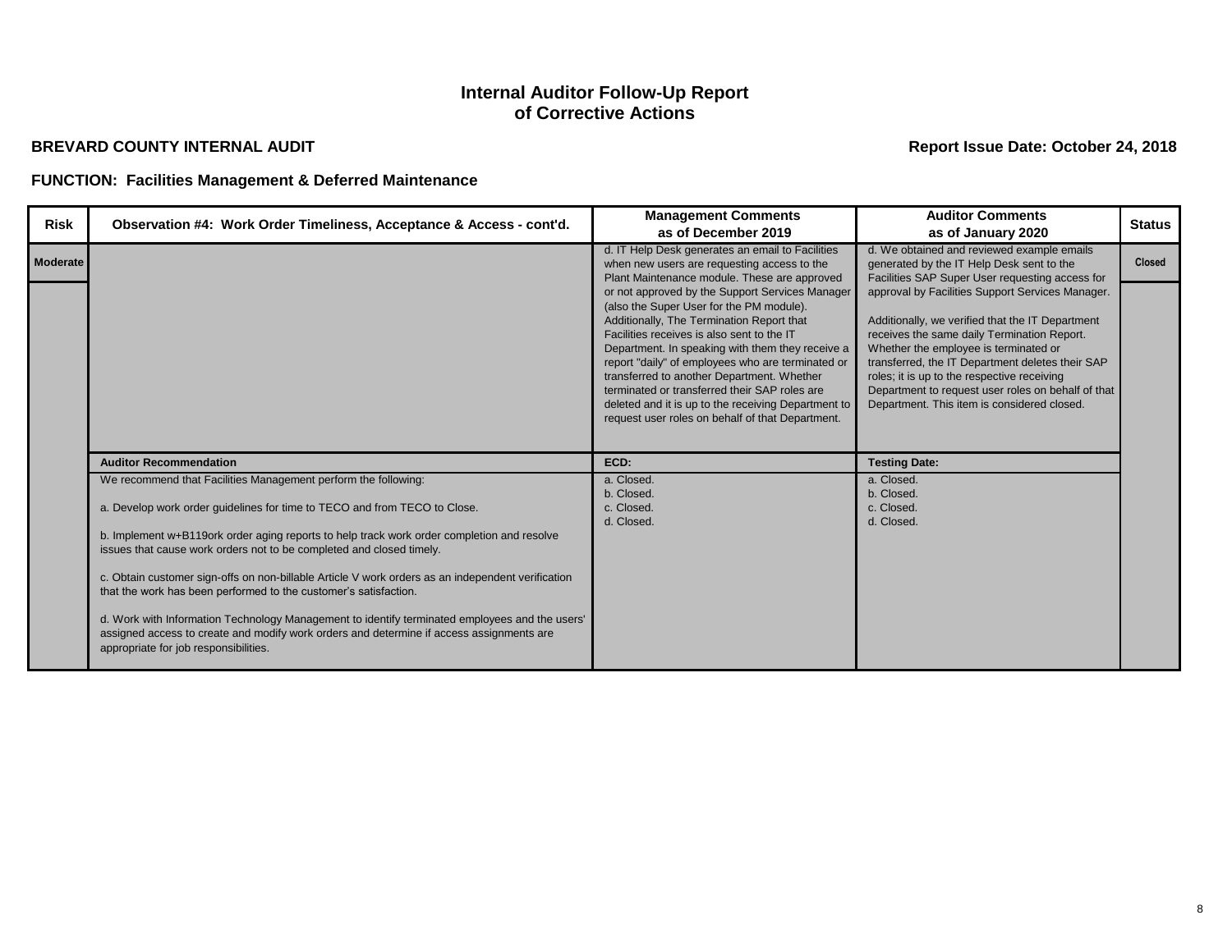# Internal Auditor Follow-Up Report of Corrective Actions

**BREVARD COUNTY INTERNAL AUDIT**

**Report Issue Date: October 24, 2018**

**FUNCTION: Facilities Management & Deferred Maintenance**

| Risk | Observation #4: Work Order Timeliness, Acceptance & Access - cont'd. | Management Comments as of December 2019 | Auditor Comments as of January 2020 | Status |
|---|---|---|---|---|
| Moderate | | d. IT Help Desk generates an email to Facilities when new users are requesting access to the Plant Maintenance module. These are approved or not approved by the Support Services Manager (also the Super User for the PM module). Additionally, The Termination Report that Facilities receives is also sent to the IT Department. In speaking with them they receive a report "daily" of employees who are terminated or transferred to another Department. Whether terminated or transferred their SAP roles are deleted and it is up to the receiving Department to request user roles on behalf of that Department. | d. We obtained and reviewed example emails generated by the IT Help Desk sent to the Facilities SAP Super User requesting access for approval by Facilities Support Services Manager.<br><br>Additionally, we verified that the IT Department receives the same daily Termination Report. Whether the employee is terminated or transferred, the IT Department deletes their SAP roles; it is up to the respective receiving Department to request user roles on behalf of that Department. This item is considered closed. | Closed |
| | **Auditor Recommendation** | **ECD:** | **Testing Date:** | |
| | We recommend that Facilities Management perform the following:<br><br>a. Develop work order guidelines for time to TECO and from TECO to Close.<br><br>b. Implement w+B119ork order aging reports to help track work order completion and resolve issues that cause work orders not to be completed and closed timely.<br><br>c. Obtain customer sign-offs on non-billable Article V work orders as an independent verification that the work has been performed to the customer's satisfaction.<br><br>d. Work with Information Technology Management to identify terminated employees and the users' assigned access to create and modify work orders and determine if access assignments are appropriate for job responsibilities. | a. Closed.<br>b. Closed.<br>c. Closed.<br>d. Closed. | a. Closed.<br>b. Closed.<br>c. Closed.<br>d. Closed. | |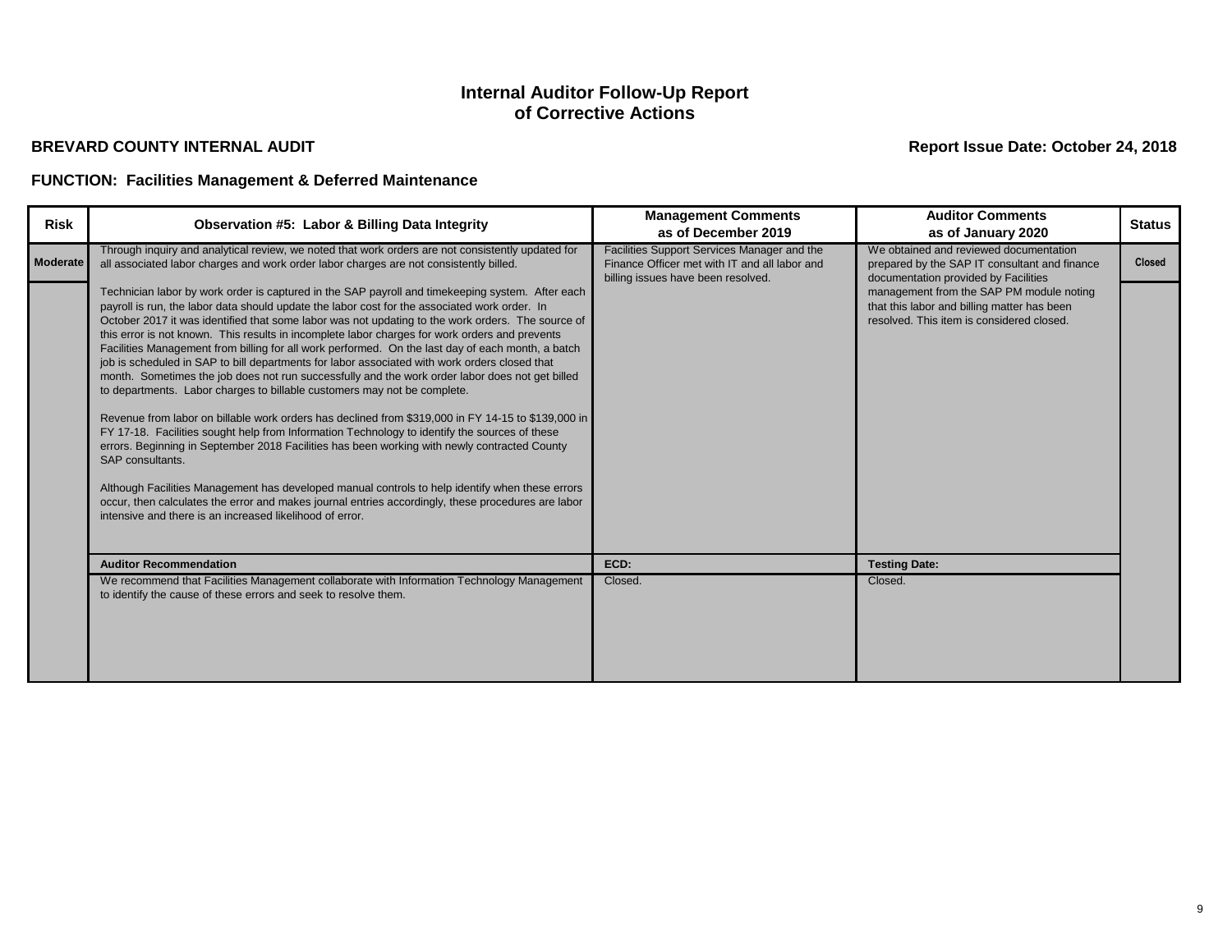# Internal Auditor Follow-Up Report of Corrective Actions

**BREVARD COUNTY INTERNAL AUDIT**

**Report Issue Date: October 24, 2018**

**FUNCTION: Facilities Management & Deferred Maintenance**

| Risk | Observation #5: Labor & Billing Data Integrity | Management Comments as of December 2019 | Auditor Comments as of January 2020 | Status |
|---|---|---|---|---|
| Moderate | Through inquiry and analytical review, we noted that work orders are not consistently updated for all associated labor charges and work order labor charges are not consistently billed.<br><br>Technician labor by work order is captured in the SAP payroll and timekeeping system. After each payroll is run, the labor data should update the labor cost for the associated work order. In October 2017 it was identified that some labor was not updating to the work orders. The source of this error is not known. This results in incomplete labor charges for work orders and prevents Facilities Management from billing for all work performed. On the last day of each month, a batch job is scheduled in SAP to bill departments for labor associated with work orders closed that month. Sometimes the job does not run successfully and the work order labor does not get billed to departments. Labor charges to billable customers may not be complete.<br><br>Revenue from labor on billable work orders has declined from $319,000 in FY 14-15 to $139,000 in FY 17-18. Facilities sought help from Information Technology to identify the sources of these errors. Beginning in September 2018 Facilities has been working with newly contracted County SAP consultants.<br><br>Although Facilities Management has developed manual controls to help identify when these errors occur, then calculates the error and makes journal entries accordingly, these procedures are labor intensive and there is an increased likelihood of error. | Facilities Support Services Manager and the Finance Officer met with IT and all labor and billing issues have been resolved. | We obtained and reviewed documentation prepared by the SAP IT consultant and finance documentation provided by Facilities management from the SAP PM module noting that this labor and billing matter has been resolved. This item is considered closed. | Closed |
| | **Auditor Recommendation** | **ECD:** | **Testing Date:** | |
| | We recommend that Facilities Management collaborate with Information Technology Management to identify the cause of these errors and seek to resolve them. | Closed. | Closed. | |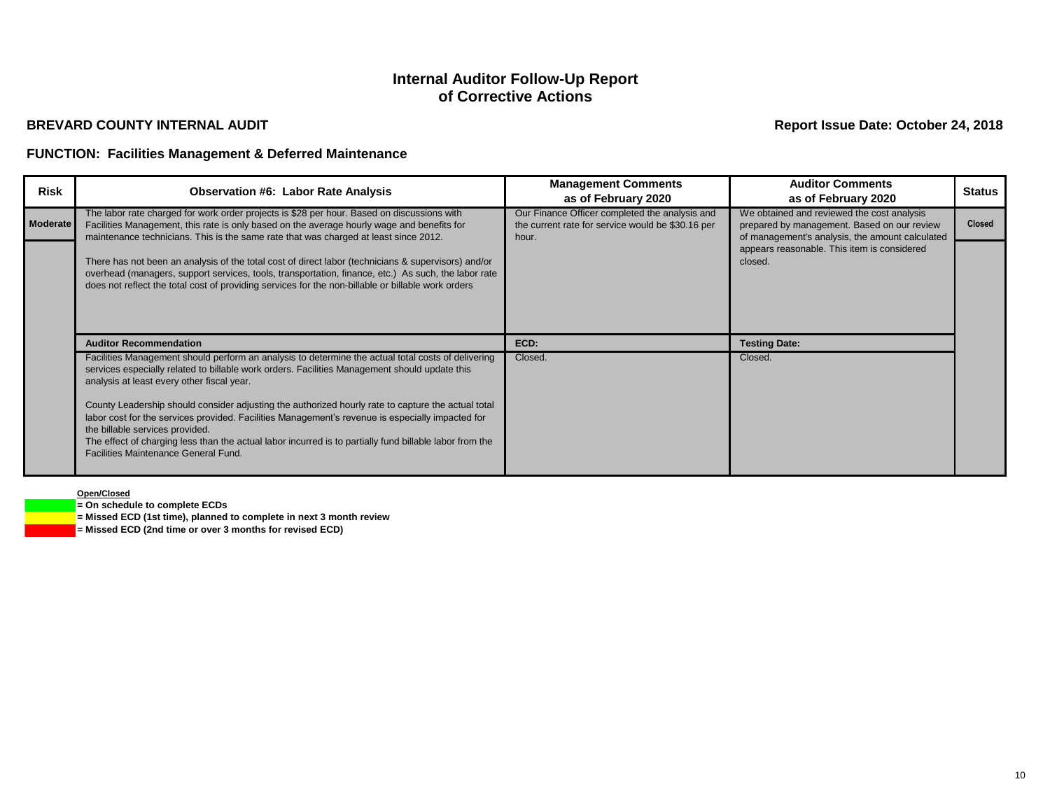# Internal Auditor Follow-Up Report of Corrective Actions

**BREVARD COUNTY INTERNAL AUDIT**

**Report Issue Date: October 24, 2018**

**FUNCTION: Facilities Management & Deferred Maintenance**

| Risk | Observation #6: Labor Rate Analysis | Management Comments as of February 2020 | Auditor Comments as of February 2020 | Status |
|---|---|---|---|---|
| Moderate | The labor rate charged for work order projects is $28 per hour. Based on discussions with Facilities Management, this rate is only based on the average hourly wage and benefits for maintenance technicians. This is the same rate that was charged at least since 2012.<br><br>There has not been an analysis of the total cost of direct labor (technicians & supervisors) and/or overhead (managers, support services, tools, transportation, finance, etc.) As such, the labor rate does not reflect the total cost of providing services for the non-billable or billable work orders | Our Finance Officer completed the analysis and the current rate for service would be $30.16 per hour. | We obtained and reviewed the cost analysis prepared by management. Based on our review of management's analysis, the amount calculated appears reasonable. This item is considered closed. | Closed |
| | **Auditor Recommendation** | **ECD:** | **Testing Date:** | |
| | Facilities Management should perform an analysis to determine the actual total costs of delivering services especially related to billable work orders. Facilities Management should update this analysis at least every other fiscal year.<br><br>County Leadership should consider adjusting the authorized hourly rate to capture the actual total labor cost for the services provided. Facilities Management's revenue is especially impacted for the billable services provided.<br>The effect of charging less than the actual labor incurred is to partially fund billable labor from the Facilities Maintenance General Fund. | Closed. | Closed. | |

**Open/Closed**

- **= On schedule to complete ECDs** (green)
- **= Missed ECD (1st time), planned to complete in next 3 month review** (yellow)
- **= Missed ECD (2nd time or over 3 months for revised ECD)** (red)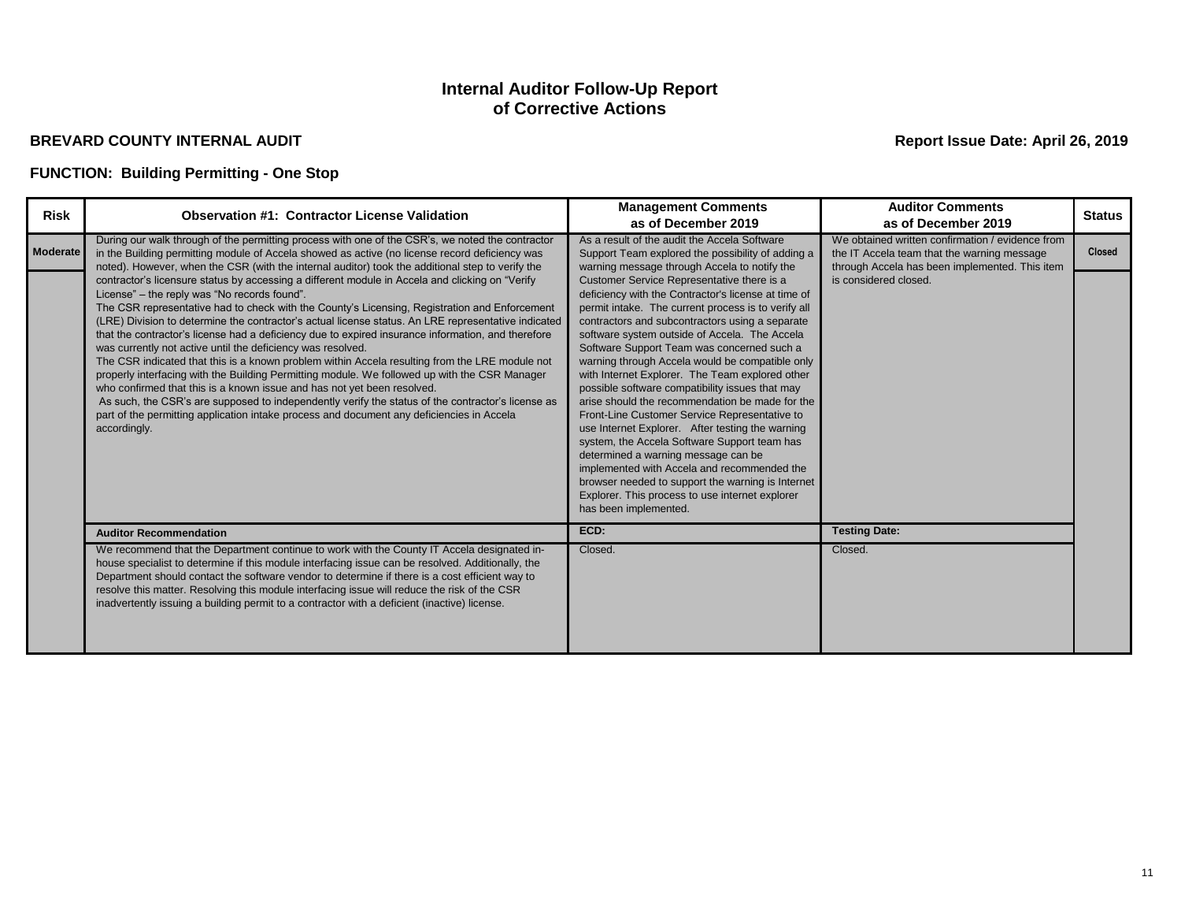# Internal Auditor Follow-Up Report of Corrective Actions

**BREVARD COUNTY INTERNAL AUDIT**

**Report Issue Date: April 26, 2019**

**FUNCTION: Building Permitting - One Stop**

| Risk | Observation #1: Contractor License Validation | Management Comments as of December 2019 | Auditor Comments as of December 2019 | Status |
|---|---|---|---|---|
| Moderate | During our walk through of the permitting process with one of the CSR's, we noted the contractor in the Building permitting module of Accela showed as active (no license record deficiency was noted). However, when the CSR (with the internal auditor) took the additional step to verify the contractor's licensure status by accessing a different module in Accela and clicking on "Verify License" – the reply was "No records found".<br>The CSR representative had to check with the County's Licensing, Registration and Enforcement (LRE) Division to determine the contractor's actual license status. An LRE representative indicated that the contractor's license had a deficiency due to expired insurance information, and therefore was currently not active until the deficiency was resolved.<br>The CSR indicated that this is a known problem within Accela resulting from the LRE module not properly interfacing with the Building Permitting module. We followed up with the CSR Manager who confirmed that this is a known issue and has not yet been resolved.<br>As such, the CSR's are supposed to independently verify the status of the contractor's license as part of the permitting application intake process and document any deficiencies in Accela accordingly. | As a result of the audit the Accela Software Support Team explored the possibility of adding a warning message through Accela to notify the Customer Service Representative there is a deficiency with the Contractor's license at time of permit intake. The current process is to verify all contractors and subcontractors using a separate software system outside of Accela. The Accela Software Support Team was concerned such a warning through Accela would be compatible only with Internet Explorer. The Team explored other possible software compatibility issues that may arise should the recommendation be made for the Front-Line Customer Service Representative to use Internet Explorer. After testing the warning system, the Accela Software Support team has determined a warning message can be implemented with Accela and recommended the browser needed to support the warning is Internet Explorer. This process to use internet explorer has been implemented. | We obtained written confirmation / evidence from the IT Accela team that the warning message through Accela has been implemented. This item is considered closed. | Closed |
| | **Auditor Recommendation** | **ECD:** | **Testing Date:** | |
| | We recommend that the Department continue to work with the County IT Accela designated in-house specialist to determine if this module interfacing issue can be resolved. Additionally, the Department should contact the software vendor to determine if there is a cost efficient way to resolve this matter. Resolving this module interfacing issue will reduce the risk of the CSR inadvertently issuing a building permit to a contractor with a deficient (inactive) license. | Closed. | Closed. | |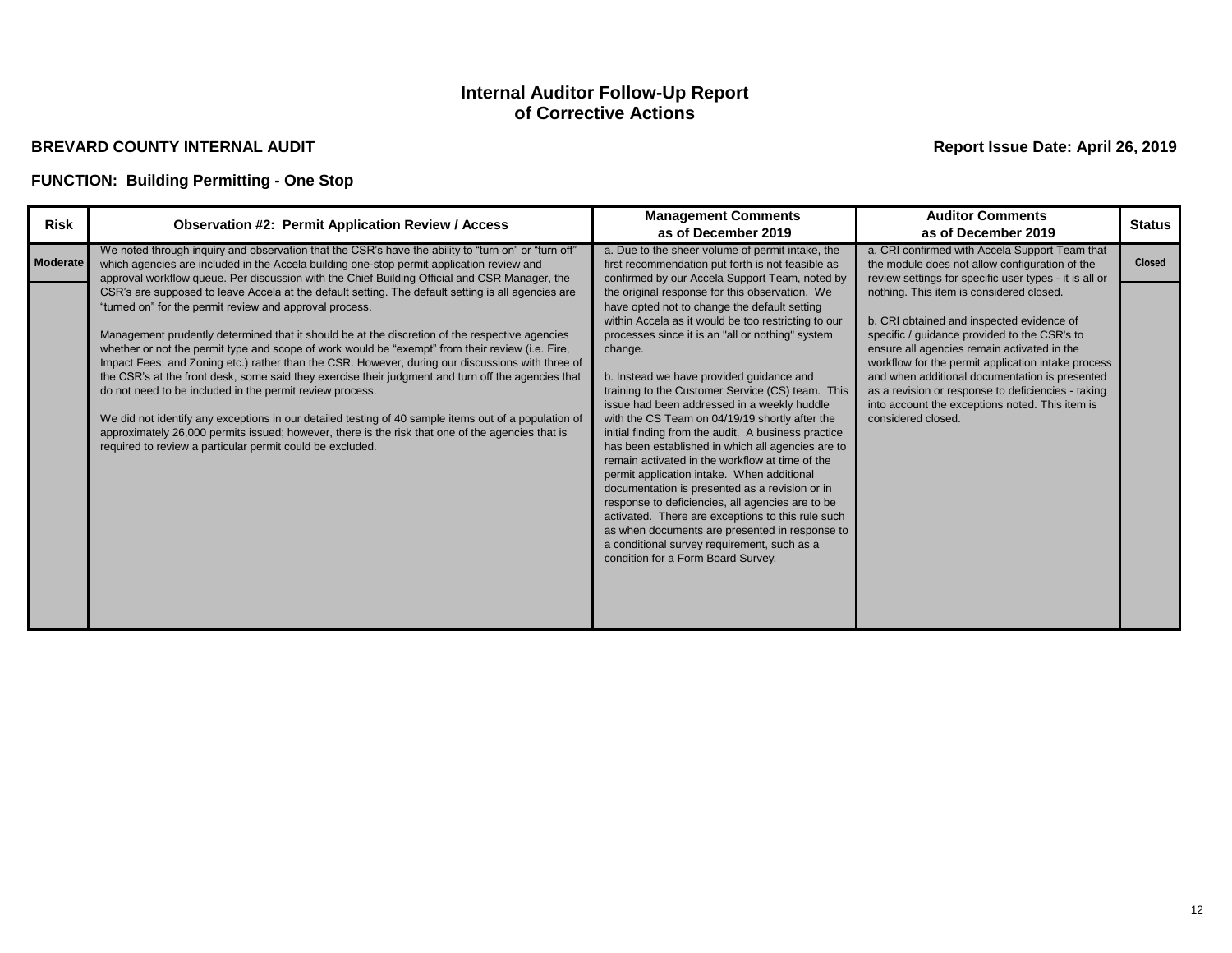# Internal Auditor Follow-Up Report of Corrective Actions

**BREVARD COUNTY INTERNAL AUDIT**

**Report Issue Date: April 26, 2019**

**FUNCTION: Building Permitting - One Stop**

| Risk | Observation #2: Permit Application Review / Access | Management Comments as of December 2019 | Auditor Comments as of December 2019 | Status |
|---|---|---|---|---|
| Moderate | We noted through inquiry and observation that the CSR's have the ability to "turn on" or "turn off" which agencies are included in the Accela building one-stop permit application review and approval workflow queue. Per discussion with the Chief Building Official and CSR Manager, the CSR's are supposed to leave Accela at the default setting. The default setting is all agencies are "turned on" for the permit review and approval process.<br><br>Management prudently determined that it should be at the discretion of the respective agencies whether or not the permit type and scope of work would be "exempt" from their review (i.e. Fire, Impact Fees, and Zoning etc.) rather than the CSR. However, during our discussions with three of the CSR's at the front desk, some said they exercise their judgment and turn off the agencies that do not need to be included in the permit review process.<br><br>We did not identify any exceptions in our detailed testing of 40 sample items out of a population of approximately 26,000 permits issued; however, there is the risk that one of the agencies that is required to review a particular permit could be excluded. | a. Due to the sheer volume of permit intake, the first recommendation put forth is not feasible as confirmed by our Accela Support Team, noted by the original response for this observation. We have opted not to change the default setting within Accela as it would be too restricting to our processes since it is an "all or nothing" system change.<br><br>b. Instead we have provided guidance and training to the Customer Service (CS) team. This issue had been addressed in a weekly huddle with the CS Team on 04/19/19 shortly after the initial finding from the audit. A business practice has been established in which all agencies are to remain activated in the workflow at time of the permit application intake. When additional documentation is presented as a revision or in response to deficiencies, all agencies are to be activated. There are exceptions to this rule such as when documents are presented in response to a conditional survey requirement, such as a condition for a Form Board Survey. | a. CRI confirmed with Accela Support Team that the module does not allow configuration of the review settings for specific user types - it is all or nothing. This item is considered closed.<br><br>b. CRI obtained and inspected evidence of specific / guidance provided to the CSR's to ensure all agencies remain activated in the workflow for the permit application intake process and when additional documentation is presented as a revision or response to deficiencies - taking into account the exceptions noted. This item is considered closed. | Closed |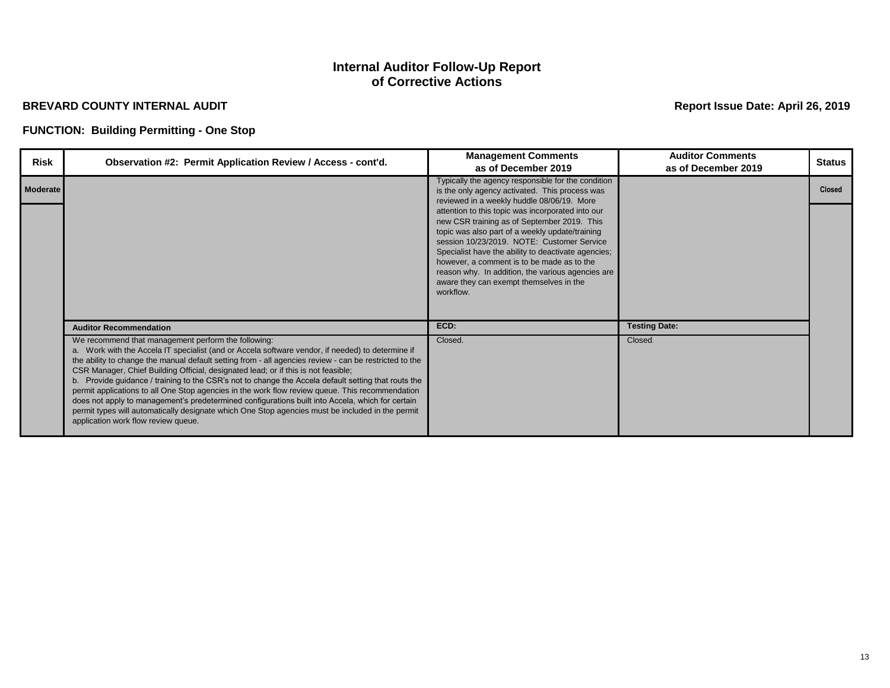# Internal Auditor Follow-Up Report of Corrective Actions

**BREVARD COUNTY INTERNAL AUDIT**

**Report Issue Date: April 26, 2019**

**FUNCTION: Building Permitting - One Stop**

| Risk | Observation #2: Permit Application Review / Access - cont'd. | Management Comments as of December 2019 | Auditor Comments as of December 2019 | Status |
|---|---|---|---|---|
| Moderate | | Typically the agency responsible for the condition is the only agency activated. This process was reviewed in a weekly huddle 08/06/19. More attention to this topic was incorporated into our new CSR training as of September 2019. This topic was also part of a weekly update/training session 10/23/2019. NOTE: Customer Service Specialist have the ability to deactivate agencies; however, a comment is to be made as to the reason why. In addition, the various agencies are aware they can exempt themselves in the workflow. | | Closed |
| | **Auditor Recommendation** | **ECD:** | **Testing Date:** | |
| | We recommend that management perform the following:<br>a. Work with the Accela IT specialist (and or Accela software vendor, if needed) to determine if the ability to change the manual default setting from - all agencies review - can be restricted to the CSR Manager, Chief Building Official, designated lead; or if this is not feasible;<br>b. Provide guidance / training to the CSR's not to change the Accela default setting that routs the permit applications to all One Stop agencies in the work flow review queue. This recommendation does not apply to management's predetermined configurations built into Accela, which for certain permit types will automatically designate which One Stop agencies must be included in the permit application work flow review queue. | Closed. | Closed. | |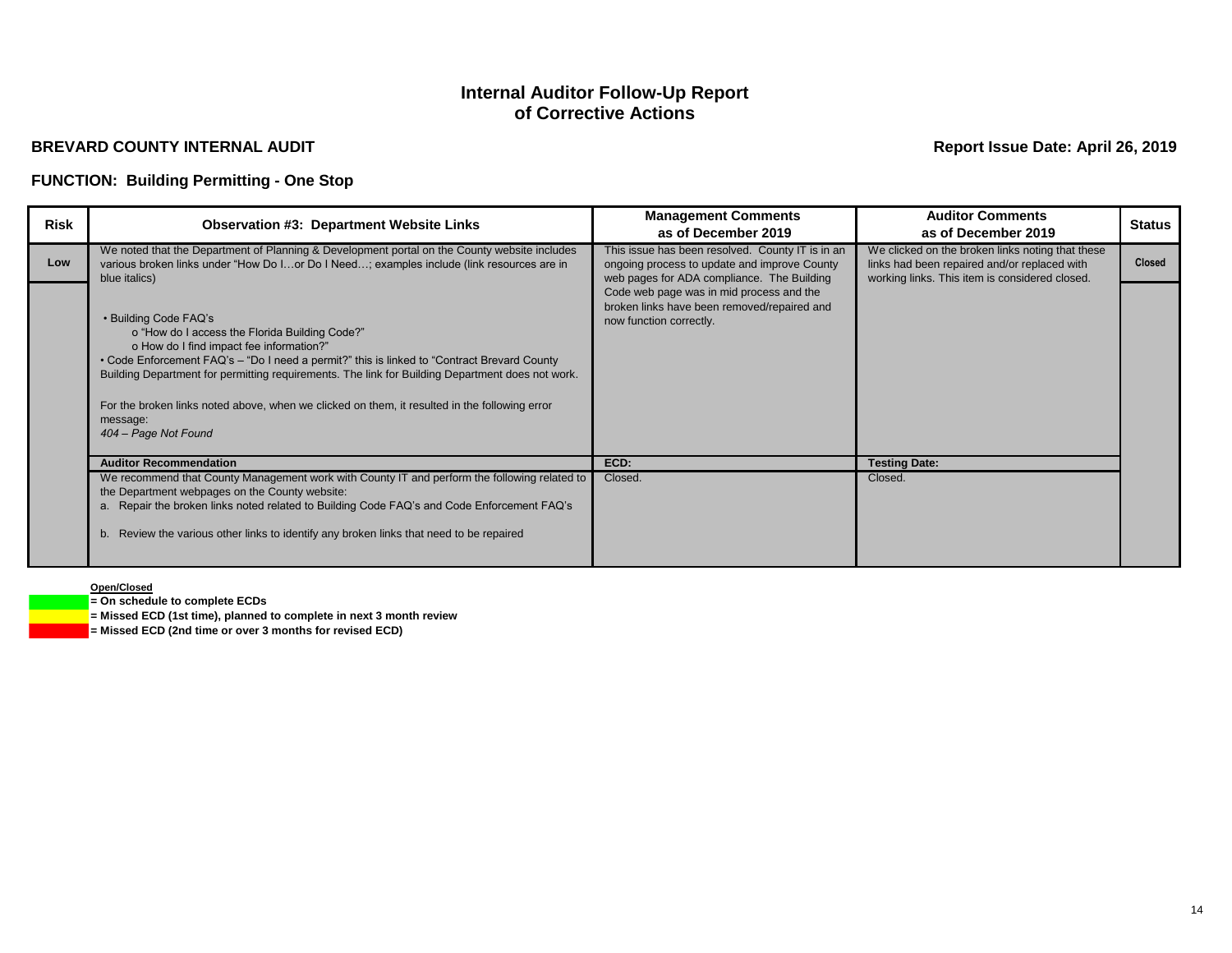# Internal Auditor Follow-Up Report of Corrective Actions

**BREVARD COUNTY INTERNAL AUDIT**

**Report Issue Date: April 26, 2019**

**FUNCTION: Building Permitting - One Stop**

| Risk | Observation #3: Department Website Links | Management Comments as of December 2019 | Auditor Comments as of December 2019 | Status |
|---|---|---|---|---|
| Low | We noted that the Department of Planning & Development portal on the County website includes various broken links under "How Do I…or Do I Need…; examples include (link resources are in blue italics)<br><br>• Building Code FAQ's<br>o "How do I access the Florida Building Code?"<br>o How do I find impact fee information?"<br>• Code Enforcement FAQ's – "Do I need a permit?" this is linked to "Contract Brevard County Building Department for permitting requirements. The link for Building Department does not work.<br><br>For the broken links noted above, when we clicked on them, it resulted in the following error message:<br>*404 – Page Not Found* | This issue has been resolved. County IT is in an ongoing process to update and improve County web pages for ADA compliance. The Building Code web page was in mid process and the broken links have been removed/repaired and now function correctly. | We clicked on the broken links noting that these links had been repaired and/or replaced with working links. This item is considered closed. | Closed |
| | **Auditor Recommendation** | **ECD:** | **Testing Date:** | |
| | We recommend that County Management work with County IT and perform the following related to the Department webpages on the County website:<br>a. Repair the broken links noted related to Building Code FAQ's and Code Enforcement FAQ's<br><br>b. Review the various other links to identify any broken links that need to be repaired | Closed. | Closed. | |

**Open/Closed**

**= On schedule to complete ECDs**

**= Missed ECD (1st time), planned to complete in next 3 month review**

**= Missed ECD (2nd time or over 3 months for revised ECD)**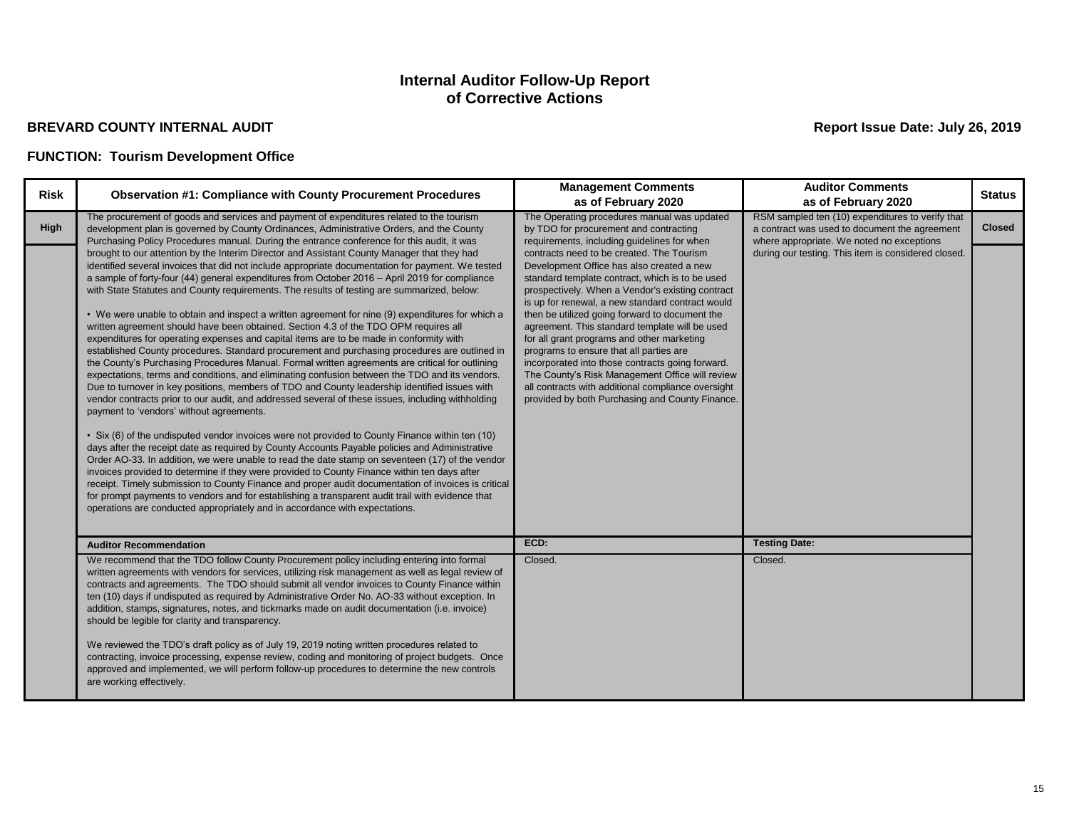# Internal Auditor Follow-Up Report of Corrective Actions

**BREVARD COUNTY INTERNAL AUDIT**

**Report Issue Date: July 26, 2019**

**FUNCTION: Tourism Development Office**

| Risk | Observation #1: Compliance with County Procurement Procedures | Management Comments as of February 2020 | Auditor Comments as of February 2020 | Status |
|---|---|---|---|---|
| **High** | The procurement of goods and services and payment of expenditures related to the tourism development plan is governed by County Ordinances, Administrative Orders, and the County Purchasing Policy Procedures manual. During the entrance conference for this audit, it was brought to our attention by the Interim Director and Assistant County Manager that they had identified several invoices that did not include appropriate documentation for payment. We tested a sample of forty-four (44) general expenditures from October 2016 – April 2019 for compliance with State Statutes and County requirements. The results of testing are summarized, below:<br><br>• We were unable to obtain and inspect a written agreement for nine (9) expenditures for which a written agreement should have been obtained. Section 4.3 of the TDO OPM requires all expenditures for operating expenses and capital items are to be made in conformity with established County procedures. Standard procurement and purchasing procedures are outlined in the County's Purchasing Procedures Manual. Formal written agreements are critical for outlining expectations, terms and conditions, and eliminating confusion between the TDO and its vendors. Due to turnover in key positions, members of TDO and County leadership identified issues with vendor contracts prior to our audit, and addressed several of these issues, including withholding payment to 'vendors' without agreements.<br><br>• Six (6) of the undisputed vendor invoices were not provided to County Finance within ten (10) days after the receipt date as required by County Accounts Payable policies and Administrative Order AO-33. In addition, we were unable to read the date stamp on seventeen (17) of the vendor invoices provided to determine if they were provided to County Finance within ten days after receipt. Timely submission to County Finance and proper audit documentation of invoices is critical for prompt payments to vendors and for establishing a transparent audit trail with evidence that operations are conducted appropriately and in accordance with expectations. | The Operating procedures manual was updated by TDO for procurement and contracting requirements, including guidelines for when contracts need to be created. The Tourism Development Office has also created a new standard template contract, which is to be used prospectively. When a Vendor's existing contract is up for renewal, a new standard contract would then be utilized going forward to document the agreement. This standard template will be used for all grant programs and other marketing programs to ensure that all parties are incorporated into those contracts going forward. The County's Risk Management Office will review all contracts with additional compliance oversight provided by both Purchasing and County Finance. | RSM sampled ten (10) expenditures to verify that a contract was used to document the agreement where appropriate. We noted no exceptions during our testing. This item is considered closed. | **Closed** |
| | **Auditor Recommendation** | **ECD:** | **Testing Date:** | |
| | We recommend that the TDO follow County Procurement policy including entering into formal written agreements with vendors for services, utilizing risk management as well as legal review of contracts and agreements. The TDO should submit all vendor invoices to County Finance within ten (10) days if undisputed as required by Administrative Order No. AO-33 without exception. In addition, stamps, signatures, notes, and tickmarks made on audit documentation (i.e. invoice) should be legible for clarity and transparency.<br><br>We reviewed the TDO's draft policy as of July 19, 2019 noting written procedures related to contracting, invoice processing, expense review, coding and monitoring of project budgets. Once approved and implemented, we will perform follow-up procedures to determine the new controls are working effectively. | Closed. | Closed. | |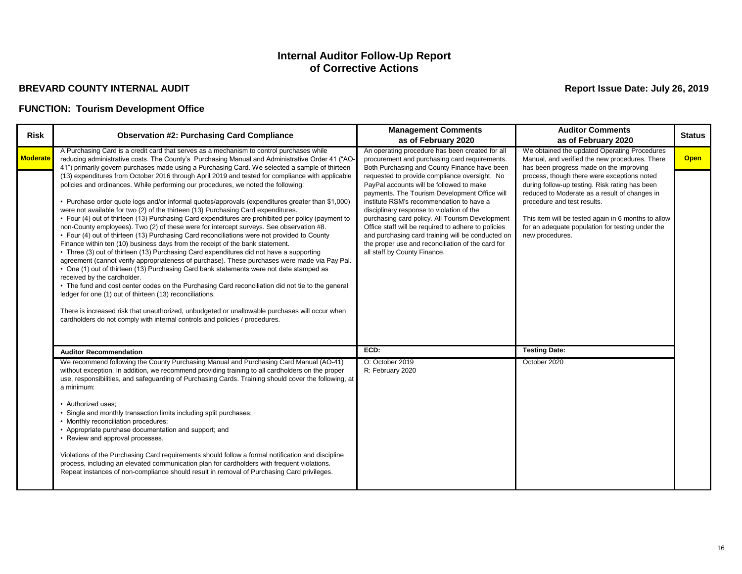# Internal Auditor Follow-Up Report of Corrective Actions

**BREVARD COUNTY INTERNAL AUDIT**

**Report Issue Date: July 26, 2019**

**FUNCTION: Tourism Development Office**

| Risk | Observation #2: Purchasing Card Compliance | Management Comments as of February 2020 | Auditor Comments as of February 2020 | Status |
|---|---|---|---|---|
| **Moderate** | A Purchasing Card is a credit card that serves as a mechanism to control purchases while reducing administrative costs. The County's Purchasing Manual and Administrative Order 41 ("AO-41") primarily govern purchases made using a Purchasing Card. We selected a sample of thirteen (13) expenditures from October 2016 through April 2019 and tested for compliance with applicable policies and ordinances. While performing our procedures, we noted the following:<br><br>• Purchase order quote logs and/or informal quotes/approvals (expenditures greater than $1,000) were not available for two (2) of the thirteen (13) Purchasing Card expenditures.<br>• Four (4) out of thirteen (13) Purchasing Card expenditures are prohibited per policy (payment to non-County employees). Two (2) of these were for intercept surveys. See observation #8.<br>• Four (4) out of thirteen (13) Purchasing Card reconciliations were not provided to County Finance within ten (10) business days from the receipt of the bank statement.<br>• Three (3) out of thirteen (13) Purchasing Card expenditures did not have a supporting agreement (cannot verify appropriateness of purchase). These purchases were made via Pay Pal.<br>• One (1) out of thirteen (13) Purchasing Card bank statements were not date stamped as received by the cardholder.<br>• The fund and cost center codes on the Purchasing Card reconciliation did not tie to the general ledger for one (1) out of thirteen (13) reconciliations.<br><br>There is increased risk that unauthorized, unbudgeted or unallowable purchases will occur when cardholders do not comply with internal controls and policies / procedures. | An operating procedure has been created for all procurement and purchasing card requirements. Both Purchasing and County Finance have been requested to provide compliance oversight. No PayPal accounts will be followed to make payments. The Tourism Development Office will institute RSM's recommendation to have a disciplinary response to violation of the purchasing card policy. All Tourism Development Office staff will be required to adhere to policies and purchasing card training will be conducted on the proper use and reconciliation of the card for all staff by County Finance. | We obtained the updated Operating Procedures Manual, and verified the new procedures. There has been progress made on the improving process, though there were exceptions noted during follow-up testing. Risk rating has been reduced to Moderate as a result of changes in procedure and test results.<br><br>This item will be tested again in 6 months to allow for an adequate population for testing under the new procedures. | **Open** |
| | **Auditor Recommendation** | **ECD:** | **Testing Date:** | |
| | We recommend following the County Purchasing Manual and Purchasing Card Manual (AO-41) without exception. In addition, we recommend providing training to all cardholders on the proper use, responsibilities, and safeguarding of Purchasing Cards. Training should cover the following, at a minimum:<br><br>• Authorized uses;<br>• Single and monthly transaction limits including split purchases;<br>• Monthly reconciliation procedures;<br>• Appropriate purchase documentation and support; and<br>• Review and approval processes.<br><br>Violations of the Purchasing Card requirements should follow a formal notification and discipline process, including an elevated communication plan for cardholders with frequent violations. Repeat instances of non-compliance should result in removal of Purchasing Card privileges. | O: October 2019<br>R: February 2020 | October 2020 | |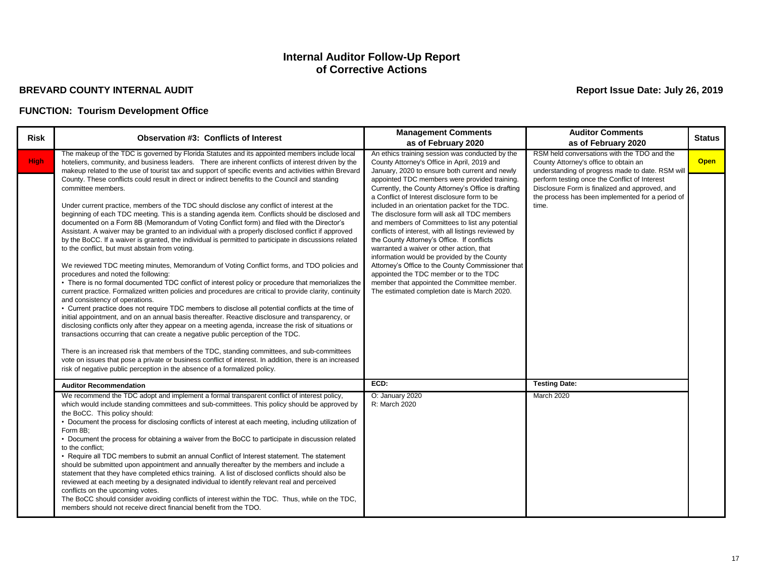# Internal Auditor Follow-Up Report of Corrective Actions

**BREVARD COUNTY INTERNAL AUDIT**

**Report Issue Date: July 26, 2019**

**FUNCTION: Tourism Development Office**

| Risk | Observation #3: Conflicts of Interest | Management Comments as of February 2020 | Auditor Comments as of February 2020 | Status |
|---|---|---|---|---|
| High | The makeup of the TDC is governed by Florida Statutes and its appointed members include local hoteliers, community, and business leaders. There are inherent conflicts of interest driven by the makeup related to the use of tourist tax and support of specific events and activities within Brevard County. These conflicts could result in direct or indirect benefits to the Council and standing committee members.<br><br>Under current practice, members of the TDC should disclose any conflict of interest at the beginning of each TDC meeting. This is a standing agenda item. Conflicts should be disclosed and documented on a Form 8B (Memorandum of Voting Conflict form) and filed with the Director's Assistant. A waiver may be granted to an individual with a properly disclosed conflict if approved by the BoCC. If a waiver is granted, the individual is permitted to participate in discussions related to the conflict, but must abstain from voting.<br><br>We reviewed TDC meeting minutes, Memorandum of Voting Conflict forms, and TDO policies and procedures and noted the following:<br>• There is no formal documented TDC conflict of interest policy or procedure that memorializes the current practice. Formalized written policies and procedures are critical to provide clarity, continuity and consistency of operations.<br>• Current practice does not require TDC members to disclose all potential conflicts at the time of initial appointment, and on an annual basis thereafter. Reactive disclosure and transparency, or disclosing conflicts only after they appear on a meeting agenda, increase the risk of situations or transactions occurring that can create a negative public perception of the TDC.<br><br>There is an increased risk that members of the TDC, standing committees, and sub-committees vote on issues that pose a private or business conflict of interest. In addition, there is an increased risk of negative public perception in the absence of a formalized policy. | An ethics training session was conducted by the County Attorney's Office in April, 2019 and January, 2020 to ensure both current and newly appointed TDC members were provided training. Currently, the County Attorney's Office is drafting a Conflict of Interest disclosure form to be included in an orientation packet for the TDC. The disclosure form will ask all TDC members and members of Committees to list any potential conflicts of interest, with all listings reviewed by the County Attorney's Office. If conflicts warranted a waiver or other action, that information would be provided by the County Attorney's Office to the County Commissioner that appointed the TDC member or to the TDC member that appointed the Committee member. The estimated completion date is March 2020. | RSM held conversations with the TDO and the County Attorney's office to obtain an understanding of progress made to date. RSM will perform testing once the Conflict of Interest Disclosure Form is finalized and approved, and the process has been implemented for a period of time. | Open |
| | **Auditor Recommendation** | **ECD:** | **Testing Date:** | |
| | We recommend the TDC adopt and implement a formal transparent conflict of interest policy, which would include standing committees and sub-committees. This policy should be approved by the BoCC. This policy should:<br>• Document the process for disclosing conflicts of interest at each meeting, including utilization of Form 8B;<br>• Document the process for obtaining a waiver from the BoCC to participate in discussion related to the conflict;<br>• Require all TDC members to submit an annual Conflict of Interest statement. The statement should be submitted upon appointment and annually thereafter by the members and include a statement that they have completed ethics training. A list of disclosed conflicts should also be reviewed at each meeting by a designated individual to identify relevant real and perceived conflicts on the upcoming votes.<br>The BoCC should consider avoiding conflicts of interest within the TDC. Thus, while on the TDC, members should not receive direct financial benefit from the TDO. | O: January 2020<br>R: March 2020 | March 2020 | |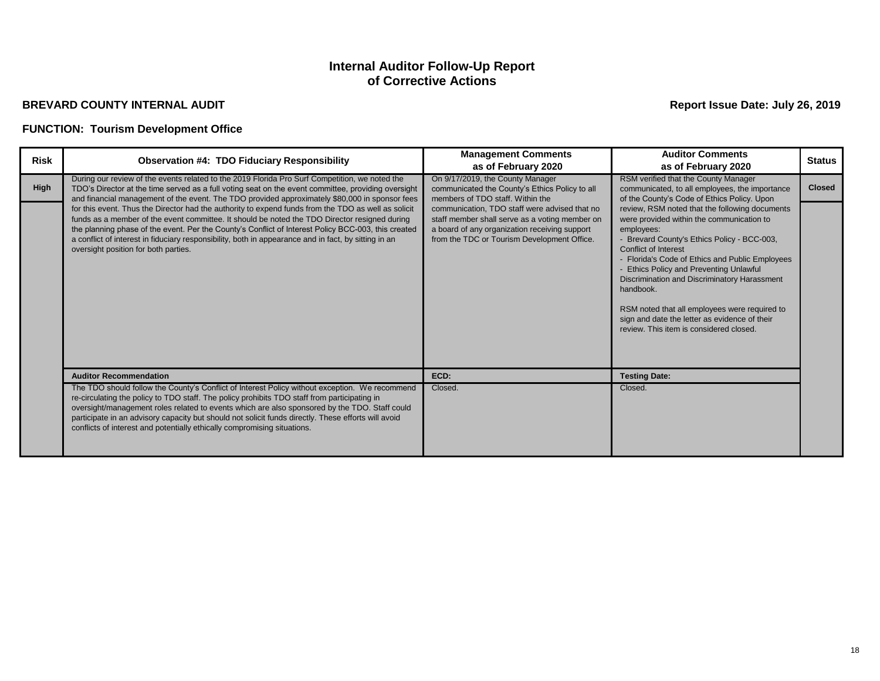# Internal Auditor Follow-Up Report of Corrective Actions

**BREVARD COUNTY INTERNAL AUDIT**

**Report Issue Date: July 26, 2019**

**FUNCTION: Tourism Development Office**

| Risk | Observation #4: TDO Fiduciary Responsibility | Management Comments as of February 2020 | Auditor Comments as of February 2020 | Status |
|---|---|---|---|---|
| High | During our review of the events related to the 2019 Florida Pro Surf Competition, we noted the TDO's Director at the time served as a full voting seat on the event committee, providing oversight and financial management of the event. The TDO provided approximately $80,000 in sponsor fees for this event. Thus the Director had the authority to expend funds from the TDO as well as solicit funds as a member of the event committee. It should be noted the TDO Director resigned during the planning phase of the event. Per the County's Conflict of Interest Policy BCC-003, this created a conflict of interest in fiduciary responsibility, both in appearance and in fact, by sitting in an oversight position for both parties. | On 9/17/2019, the County Manager communicated the County's Ethics Policy to all members of TDO staff. Within the communication, TDO staff were advised that no staff member shall serve as a voting member on a board of any organization receiving support from the TDC or Tourism Development Office. | RSM verified that the County Manager communicated, to all employees, the importance of the County's Code of Ethics Policy. Upon review, RSM noted that the following documents were provided within the communication to employees:<br>- Brevard County's Ethics Policy - BCC-003, Conflict of Interest<br>- Florida's Code of Ethics and Public Employees<br>- Ethics Policy and Preventing Unlawful Discrimination and Discriminatory Harassment handbook.<br><br>RSM noted that all employees were required to sign and date the letter as evidence of their review. This item is considered closed. | Closed |
| | **Auditor Recommendation** | **ECD:** | **Testing Date:** | |
| | The TDO should follow the County's Conflict of Interest Policy without exception. We recommend re-circulating the policy to TDO staff. The policy prohibits TDO staff from participating in oversight/management roles related to events which are also sponsored by the TDO. Staff could participate in an advisory capacity but should not solicit funds directly. These efforts will avoid conflicts of interest and potentially ethically compromising situations. | Closed. | Closed. | |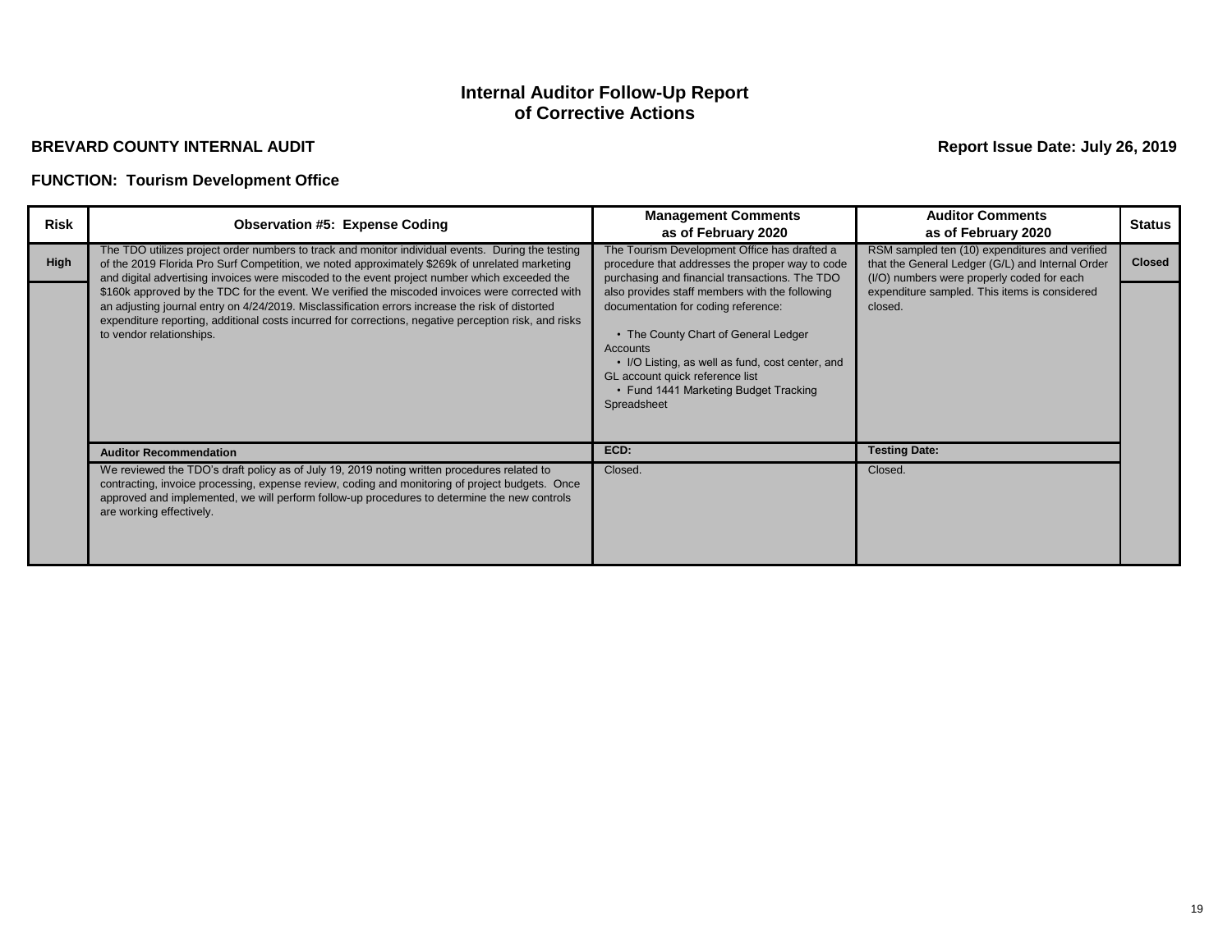# Internal Auditor Follow-Up Report of Corrective Actions

**BREVARD COUNTY INTERNAL AUDIT**

**Report Issue Date: July 26, 2019**

**FUNCTION: Tourism Development Office**

| Risk | Observation #5: Expense Coding | Management Comments as of February 2020 | Auditor Comments as of February 2020 | Status |
|---|---|---|---|---|
| **High** | The TDO utilizes project order numbers to track and monitor individual events. During the testing of the 2019 Florida Pro Surf Competition, we noted approximately $269k of unrelated marketing and digital advertising invoices were miscoded to the event project number which exceeded the $160k approved by the TDC for the event. We verified the miscoded invoices were corrected with an adjusting journal entry on 4/24/2019. Misclassification errors increase the risk of distorted expenditure reporting, additional costs incurred for corrections, negative perception risk, and risks to vendor relationships. | The Tourism Development Office has drafted a procedure that addresses the proper way to code purchasing and financial transactions. The TDO also provides staff members with the following documentation for coding reference:<br><br>• The County Chart of General Ledger Accounts<br>• I/O Listing, as well as fund, cost center, and GL account quick reference list<br>• Fund 1441 Marketing Budget Tracking Spreadsheet | RSM sampled ten (10) expenditures and verified that the General Ledger (G/L) and Internal Order (I/O) numbers were properly coded for each expenditure sampled. This items is considered closed. | **Closed** |
| | **Auditor Recommendation** | **ECD:** | **Testing Date:** | |
| | We reviewed the TDO's draft policy as of July 19, 2019 noting written procedures related to contracting, invoice processing, expense review, coding and monitoring of project budgets. Once approved and implemented, we will perform follow-up procedures to determine the new controls are working effectively. | Closed. | Closed. | |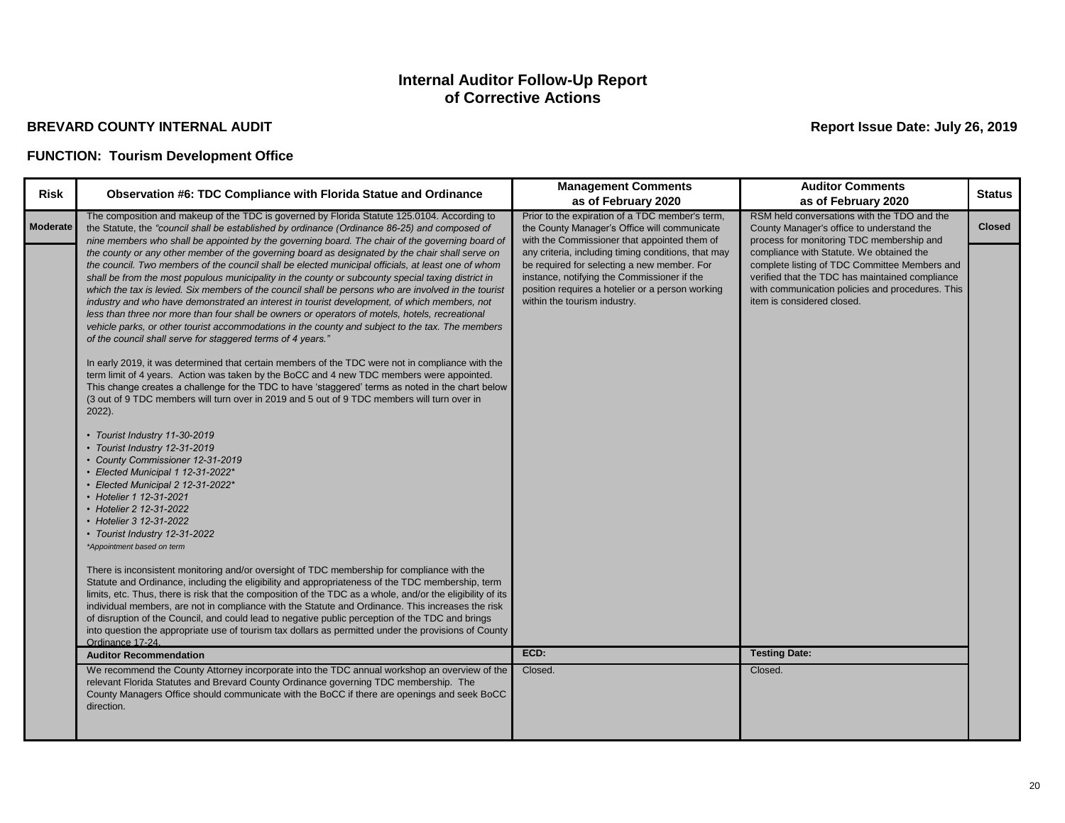# Internal Auditor Follow-Up Report of Corrective Actions

**BREVARD COUNTY INTERNAL AUDIT**

**Report Issue Date: July 26, 2019**

**FUNCTION: Tourism Development Office**

| Risk | Observation #6: TDC Compliance with Florida Statue and Ordinance | Management Comments as of February 2020 | Auditor Comments as of February 2020 | Status |
|---|---|---|---|---|
| Moderate | The composition and makeup of the TDC is governed by Florida Statute 125.0104. According to the Statute, the *"council shall be established by ordinance (Ordinance 86-25) and composed of nine members who shall be appointed by the governing board. The chair of the governing board of the county or any other member of the governing board as designated by the chair shall serve on the council. Two members of the council shall be elected municipal officials, at least one of whom shall be from the most populous municipality in the county or subcounty special taxing district in which the tax is levied. Six members of the council shall be persons who are involved in the tourist industry and who have demonstrated an interest in tourist development, of which members, not less than three nor more than four shall be owners or operators of motels, hotels, recreational vehicle parks, or other tourist accommodations in the county and subject to the tax. The members of the council shall serve for staggered terms of 4 years."*<br><br>In early 2019, it was determined that certain members of the TDC were not in compliance with the term limit of 4 years. Action was taken by the BoCC and 4 new TDC members were appointed. This change creates a challenge for the TDC to have 'staggered' terms as noted in the chart below (3 out of 9 TDC members will turn over in 2019 and 5 out of 9 TDC members will turn over in 2022).<br><br>• *Tourist Industry 11-30-2019*<br>• *Tourist Industry 12-31-2019*<br>• *County Commissioner 12-31-2019*<br>• *Elected Municipal 1 12-31-2022\**<br>• *Elected Municipal 2 12-31-2022\**<br>• *Hotelier 1 12-31-2021*<br>• *Hotelier 2 12-31-2022*<br>• *Hotelier 3 12-31-2022*<br>• *Tourist Industry 12-31-2022*<br>*\*Appointment based on term*<br><br>There is inconsistent monitoring and/or oversight of TDC membership for compliance with the Statute and Ordinance, including the eligibility and appropriateness of the TDC membership, term limits, etc. Thus, there is risk that the composition of the TDC as a whole, and/or the eligibility of its individual members, are not in compliance with the Statute and Ordinance. This increases the risk of disruption of the Council, and could lead to negative public perception of the TDC and brings into question the appropriate use of tourism tax dollars as permitted under the provisions of County Ordinance 17-24. | Prior to the expiration of a TDC member's term, the County Manager's Office will communicate with the Commissioner that appointed them of any criteria, including timing conditions, that may be required for selecting a new member. For instance, notifying the Commissioner if the position requires a hotelier or a person working within the tourism industry. | RSM held conversations with the TDO and the County Manager's office to understand the process for monitoring TDC membership and compliance with Statute. We obtained the complete listing of TDC Committee Members and verified that the TDC has maintained compliance with communication policies and procedures. This item is considered closed. | Closed |
| | **Auditor Recommendation** | **ECD:** | **Testing Date:** | |
| | We recommend the County Attorney incorporate into the TDC annual workshop an overview of the relevant Florida Statutes and Brevard County Ordinance governing TDC membership. The County Managers Office should communicate with the BoCC if there are openings and seek BoCC direction. | Closed. | Closed. | |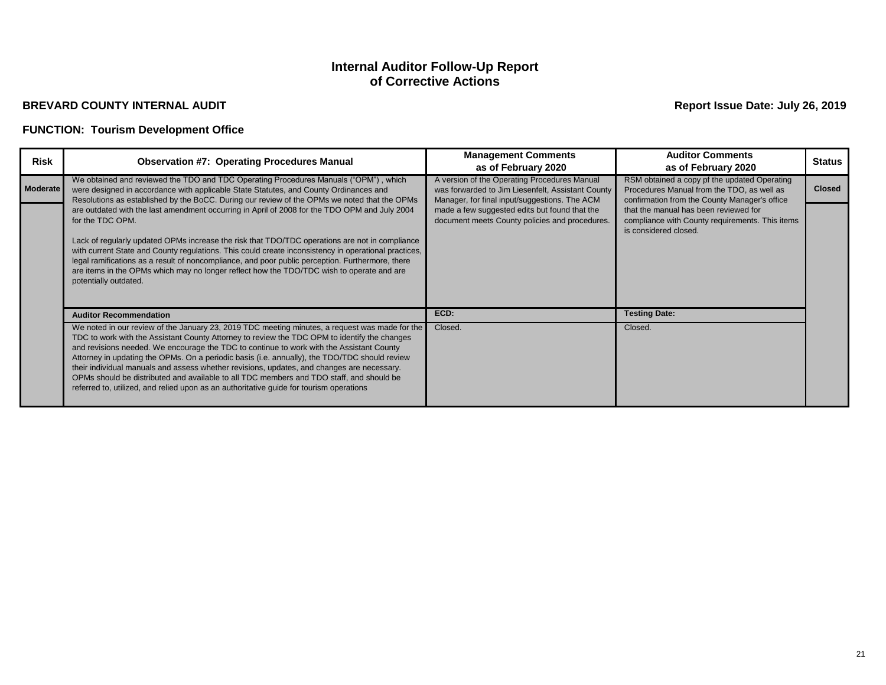# Internal Auditor Follow-Up Report of Corrective Actions

**BREVARD COUNTY INTERNAL AUDIT**

**Report Issue Date: July 26, 2019**

**FUNCTION: Tourism Development Office**

| Risk | Observation #7: Operating Procedures Manual | Management Comments as of February 2020 | Auditor Comments as of February 2020 | Status |
|---|---|---|---|---|
| Moderate | We obtained and reviewed the TDO and TDC Operating Procedures Manuals ("OPM") , which were designed in accordance with applicable State Statutes, and County Ordinances and Resolutions as established by the BoCC. During our review of the OPMs we noted that the OPMs are outdated with the last amendment occurring in April of 2008 for the TDO OPM and July 2004 for the TDC OPM.<br><br>Lack of regularly updated OPMs increase the risk that TDO/TDC operations are not in compliance with current State and County regulations. This could create inconsistency in operational practices, legal ramifications as a result of noncompliance, and poor public perception. Furthermore, there are items in the OPMs which may no longer reflect how the TDO/TDC wish to operate and are potentially outdated. | A version of the Operating Procedures Manual was forwarded to Jim Liesenfelt, Assistant County Manager, for final input/suggestions. The ACM made a few suggested edits but found that the document meets County policies and procedures. | RSM obtained a copy pf the updated Operating Procedures Manual from the TDO, as well as confirmation from the County Manager's office that the manual has been reviewed for compliance with County requirements. This items is considered closed. | Closed |
| | **Auditor Recommendation** | **ECD:** | **Testing Date:** | |
| | We noted in our review of the January 23, 2019 TDC meeting minutes, a request was made for the TDC to work with the Assistant County Attorney to review the TDC OPM to identify the changes and revisions needed. We encourage the TDC to continue to work with the Assistant County Attorney in updating the OPMs. On a periodic basis (i.e. annually), the TDO/TDC should review their individual manuals and assess whether revisions, updates, and changes are necessary. OPMs should be distributed and available to all TDC members and TDO staff, and should be referred to, utilized, and relied upon as an authoritative guide for tourism operations | Closed. | Closed. | |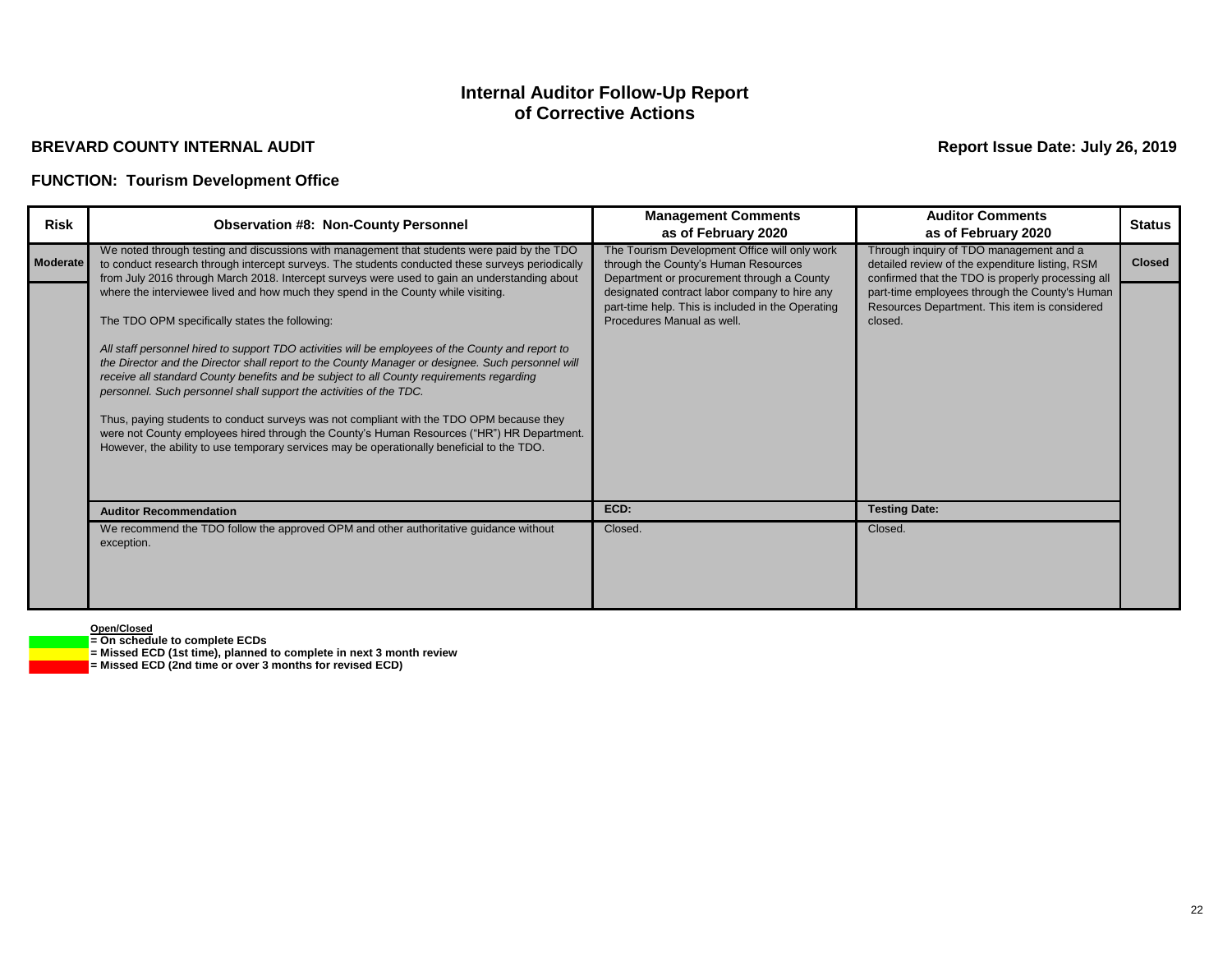# Internal Auditor Follow-Up Report of Corrective Actions

**BREVARD COUNTY INTERNAL AUDIT**

**Report Issue Date: July 26, 2019**

**FUNCTION: Tourism Development Office**

| Risk | Observation #8: Non-County Personnel | Management Comments as of February 2020 | Auditor Comments as of February 2020 | Status |
|---|---|---|---|---|
| Moderate | We noted through testing and discussions with management that students were paid by the TDO to conduct research through intercept surveys. The students conducted these surveys periodically from July 2016 through March 2018. Intercept surveys were used to gain an understanding about where the interviewee lived and how much they spend in the County while visiting.<br><br>The TDO OPM specifically states the following:<br><br>*All staff personnel hired to support TDO activities will be employees of the County and report to the Director and the Director shall report to the County Manager or designee. Such personnel will receive all standard County benefits and be subject to all County requirements regarding personnel. Such personnel shall support the activities of the TDC.*<br><br>Thus, paying students to conduct surveys was not compliant with the TDO OPM because they were not County employees hired through the County's Human Resources ("HR") HR Department. However, the ability to use temporary services may be operationally beneficial to the TDO. | The Tourism Development Office will only work through the County's Human Resources Department or procurement through a County designated contract labor company to hire any part-time help. This is included in the Operating Procedures Manual as well. | Through inquiry of TDO management and a detailed review of the expenditure listing, RSM confirmed that the TDO is properly processing all part-time employees through the County's Human Resources Department. This item is considered closed. | Closed |
| | **Auditor Recommendation** | **ECD:** | **Testing Date:** | |
| | We recommend the TDO follow the approved OPM and other authoritative guidance without exception. | Closed. | Closed. | |

**Open/Closed**

- (Green) **= On schedule to complete ECDs**
- (Yellow) **= Missed ECD (1st time), planned to complete in next 3 month review**
- (Red) **= Missed ECD (2nd time or over 3 months for revised ECD)**